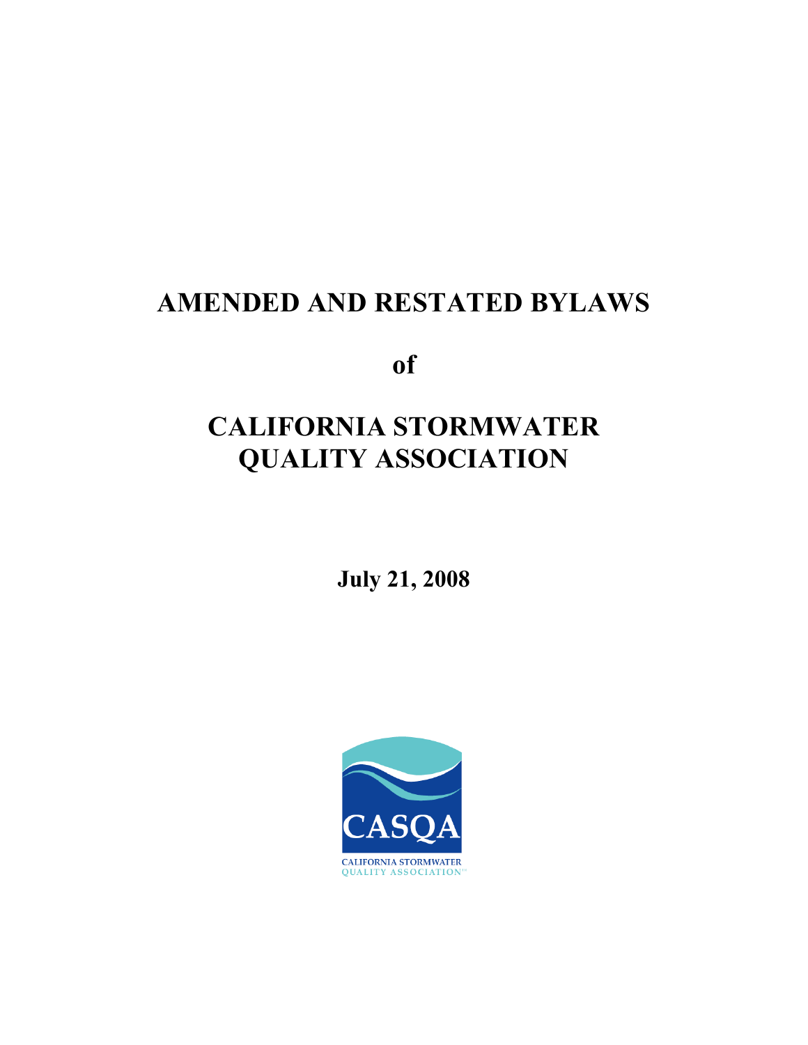# AMENDED AND RESTATED BYLAWS

# of

# CALIFORNIA STORMWATER QUALITY ASSOCIATION

**July 21, 2008**

CASQA

CALIFORNIA STORMWATER QUALITY ASSOCIATION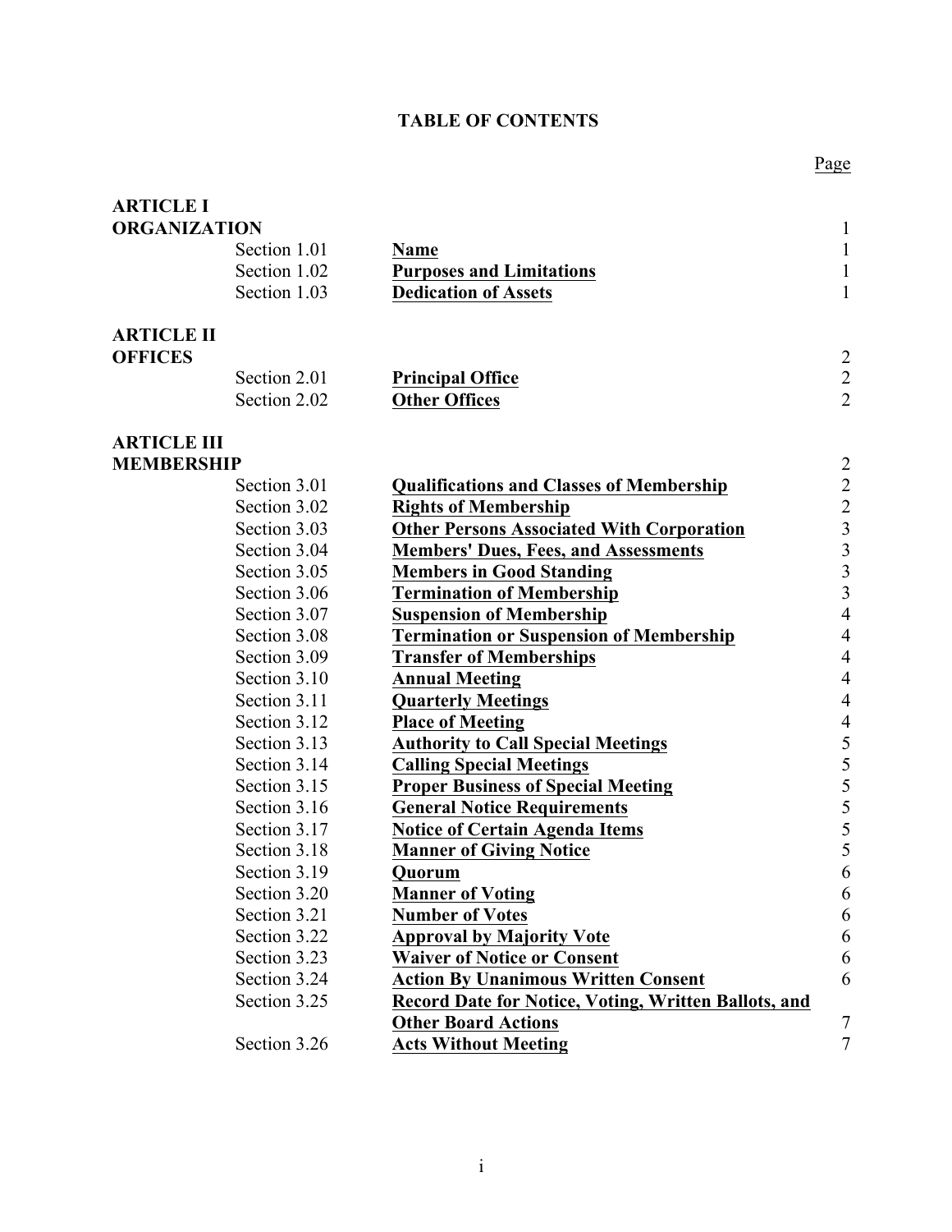# TABLE OF CONTENTS

| | | | Page |
|---|---|---|---|
| **ARTICLE I ORGANIZATION** | | | 1 |
| | Section 1.01 | **Name** | 1 |
| | Section 1.02 | **Purposes and Limitations** | 1 |
| | Section 1.03 | **Dedication of Assets** | 1 |
| **ARTICLE II OFFICES** | | | 2 |
| | Section 2.01 | **Principal Office** | 2 |
| | Section 2.02 | **Other Offices** | 2 |
| **ARTICLE III MEMBERSHIP** | | | 2 |
| | Section 3.01 | **Qualifications and Classes of Membership** | 2 |
| | Section 3.02 | **Rights of Membership** | 2 |
| | Section 3.03 | **Other Persons Associated With Corporation** | 3 |
| | Section 3.04 | **Members' Dues, Fees, and Assessments** | 3 |
| | Section 3.05 | **Members in Good Standing** | 3 |
| | Section 3.06 | **Termination of Membership** | 3 |
| | Section 3.07 | **Suspension of Membership** | 4 |
| | Section 3.08 | **Termination or Suspension of Membership** | 4 |
| | Section 3.09 | **Transfer of Memberships** | 4 |
| | Section 3.10 | **Annual Meeting** | 4 |
| | Section 3.11 | **Quarterly Meetings** | 4 |
| | Section 3.12 | **Place of Meeting** | 4 |
| | Section 3.13 | **Authority to Call Special Meetings** | 5 |
| | Section 3.14 | **Calling Special Meetings** | 5 |
| | Section 3.15 | **Proper Business of Special Meeting** | 5 |
| | Section 3.16 | **General Notice Requirements** | 5 |
| | Section 3.17 | **Notice of Certain Agenda Items** | 5 |
| | Section 3.18 | **Manner of Giving Notice** | 5 |
| | Section 3.19 | **Quorum** | 6 |
| | Section 3.20 | **Manner of Voting** | 6 |
| | Section 3.21 | **Number of Votes** | 6 |
| | Section 3.22 | **Approval by Majority Vote** | 6 |
| | Section 3.23 | **Waiver of Notice or Consent** | 6 |
| | Section 3.24 | **Action By Unanimous Written Consent** | 6 |
| | Section 3.25 | **Record Date for Notice, Voting, Written Ballots, and Other Board Actions** | 7 |
| | Section 3.26 | **Acts Without Meeting** | 7 |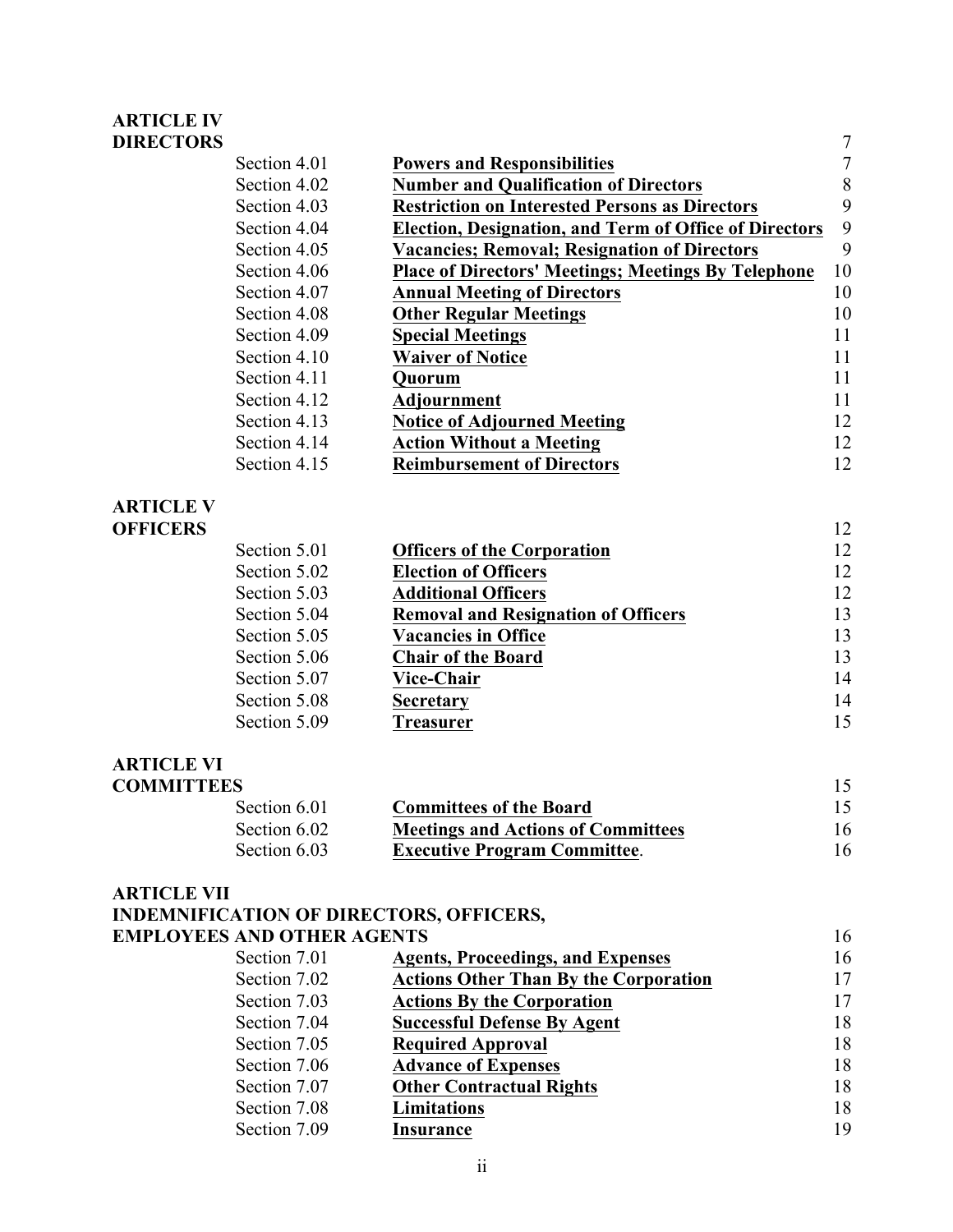**ARTICLE IV**
**DIRECTORS** 7

| | | |
|---|---|---|
| Section 4.01 | **Powers and Responsibilities** | 7 |
| Section 4.02 | **Number and Qualification of Directors** | 8 |
| Section 4.03 | **Restriction on Interested Persons as Directors** | 9 |
| Section 4.04 | **Election, Designation, and Term of Office of Directors** | 9 |
| Section 4.05 | **Vacancies; Removal; Resignation of Directors** | 9 |
| Section 4.06 | **Place of Directors' Meetings; Meetings By Telephone** | 10 |
| Section 4.07 | **Annual Meeting of Directors** | 10 |
| Section 4.08 | **Other Regular Meetings** | 10 |
| Section 4.09 | **Special Meetings** | 11 |
| Section 4.10 | **Waiver of Notice** | 11 |
| Section 4.11 | **Quorum** | 11 |
| Section 4.12 | **Adjournment** | 11 |
| Section 4.13 | **Notice of Adjourned Meeting** | 12 |
| Section 4.14 | **Action Without a Meeting** | 12 |
| Section 4.15 | **Reimbursement of Directors** | 12 |

**ARTICLE V**
**OFFICERS** 12

| | | |
|---|---|---|
| Section 5.01 | **Officers of the Corporation** | 12 |
| Section 5.02 | **Election of Officers** | 12 |
| Section 5.03 | **Additional Officers** | 12 |
| Section 5.04 | **Removal and Resignation of Officers** | 13 |
| Section 5.05 | **Vacancies in Office** | 13 |
| Section 5.06 | **Chair of the Board** | 13 |
| Section 5.07 | **Vice-Chair** | 14 |
| Section 5.08 | **Secretary** | 14 |
| Section 5.09 | **Treasurer** | 15 |

**ARTICLE VI**
**COMMITTEES** 15

| | | |
|---|---|---|
| Section 6.01 | **Committees of the Board** | 15 |
| Section 6.02 | **Meetings and Actions of Committees** | 16 |
| Section 6.03 | **Executive Program Committee**. | 16 |

**ARTICLE VII**
**INDEMNIFICATION OF DIRECTORS, OFFICERS,**
**EMPLOYEES AND OTHER AGENTS** 16

| | | |
|---|---|---|
| Section 7.01 | **Agents, Proceedings, and Expenses** | 16 |
| Section 7.02 | **Actions Other Than By the Corporation** | 17 |
| Section 7.03 | **Actions By the Corporation** | 17 |
| Section 7.04 | **Successful Defense By Agent** | 18 |
| Section 7.05 | **Required Approval** | 18 |
| Section 7.06 | **Advance of Expenses** | 18 |
| Section 7.07 | **Other Contractual Rights** | 18 |
| Section 7.08 | **Limitations** | 18 |
| Section 7.09 | **Insurance** | 19 |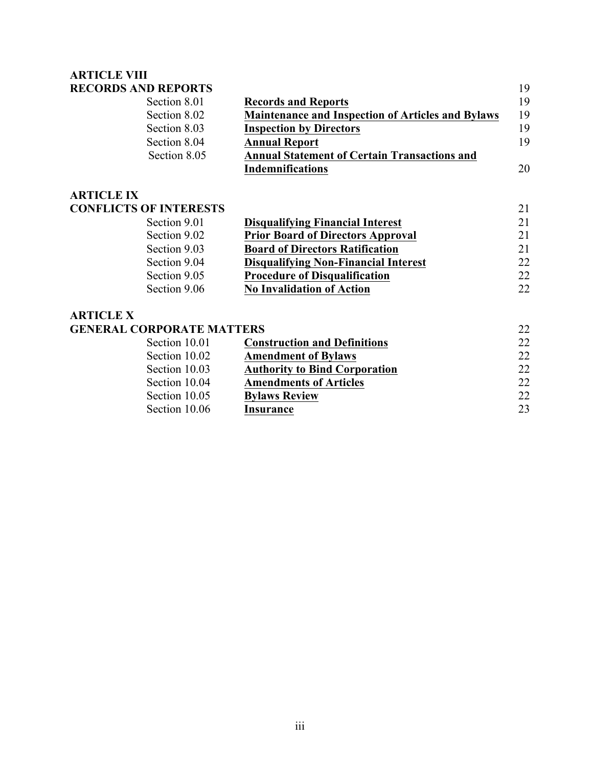**ARTICLE VIII**
**RECORDS AND REPORTS** 19

| | | |
|---|---|---|
| Section 8.01 | **Records and Reports** | 19 |
| Section 8.02 | **Maintenance and Inspection of Articles and Bylaws** | 19 |
| Section 8.03 | **Inspection by Directors** | 19 |
| Section 8.04 | **Annual Report** | 19 |
| Section 8.05 | **Annual Statement of Certain Transactions and Indemnifications** | 20 |

**ARTICLE IX**
**CONFLICTS OF INTERESTS** 21

| | | |
|---|---|---|
| Section 9.01 | **Disqualifying Financial Interest** | 21 |
| Section 9.02 | **Prior Board of Directors Approval** | 21 |
| Section 9.03 | **Board of Directors Ratification** | 21 |
| Section 9.04 | **Disqualifying Non-Financial Interest** | 22 |
| Section 9.05 | **Procedure of Disqualification** | 22 |
| Section 9.06 | **No Invalidation of Action** | 22 |

**ARTICLE X**
**GENERAL CORPORATE MATTERS** 22

| | | |
|---|---|---|
| Section 10.01 | **Construction and Definitions** | 22 |
| Section 10.02 | **Amendment of Bylaws** | 22 |
| Section 10.03 | **Authority to Bind Corporation** | 22 |
| Section 10.04 | **Amendments of Articles** | 22 |
| Section 10.05 | **Bylaws Review** | 22 |
| Section 10.06 | **Insurance** | 23 |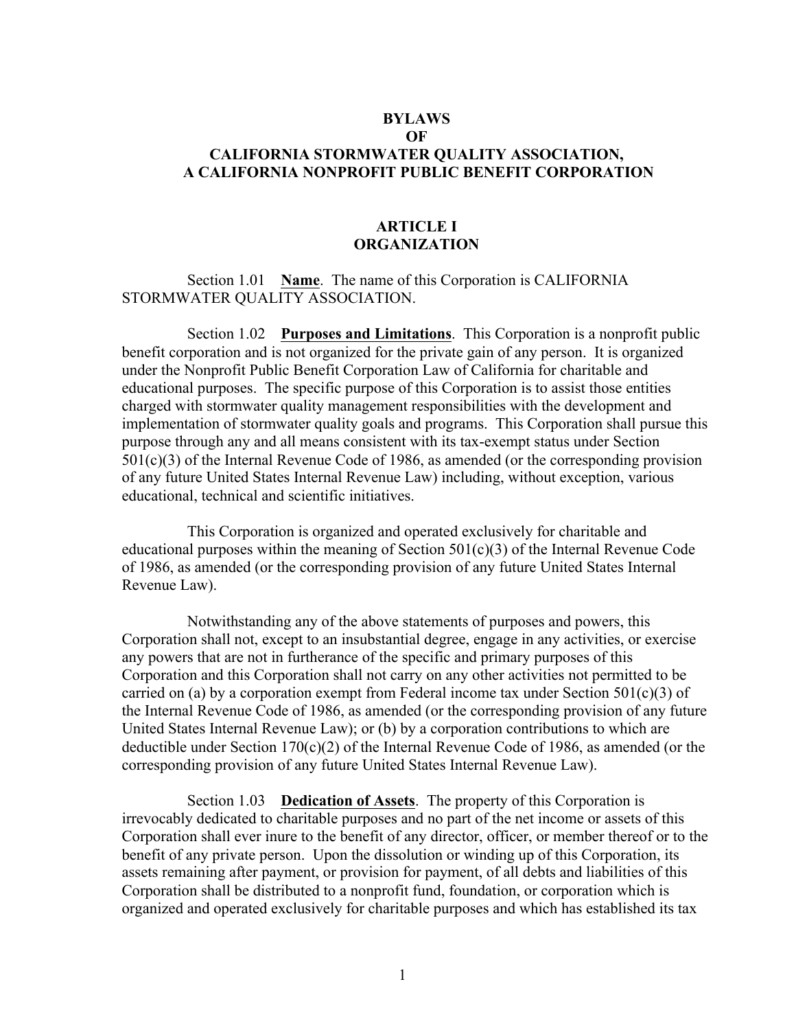# BYLAWS OF CALIFORNIA STORMWATER QUALITY ASSOCIATION, A CALIFORNIA NONPROFIT PUBLIC BENEFIT CORPORATION

## ARTICLE I ORGANIZATION

Section 1.01 **Name**. The name of this Corporation is CALIFORNIA STORMWATER QUALITY ASSOCIATION.

Section 1.02 **Purposes and Limitations**. This Corporation is a nonprofit public benefit corporation and is not organized for the private gain of any person. It is organized under the Nonprofit Public Benefit Corporation Law of California for charitable and educational purposes. The specific purpose of this Corporation is to assist those entities charged with stormwater quality management responsibilities with the development and implementation of stormwater quality goals and programs. This Corporation shall pursue this purpose through any and all means consistent with its tax-exempt status under Section 501(c)(3) of the Internal Revenue Code of 1986, as amended (or the corresponding provision of any future United States Internal Revenue Law) including, without exception, various educational, technical and scientific initiatives.

This Corporation is organized and operated exclusively for charitable and educational purposes within the meaning of Section 501(c)(3) of the Internal Revenue Code of 1986, as amended (or the corresponding provision of any future United States Internal Revenue Law).

Notwithstanding any of the above statements of purposes and powers, this Corporation shall not, except to an insubstantial degree, engage in any activities, or exercise any powers that are not in furtherance of the specific and primary purposes of this Corporation and this Corporation shall not carry on any other activities not permitted to be carried on (a) by a corporation exempt from Federal income tax under Section 501(c)(3) of the Internal Revenue Code of 1986, as amended (or the corresponding provision of any future United States Internal Revenue Law); or (b) by a corporation contributions to which are deductible under Section 170(c)(2) of the Internal Revenue Code of 1986, as amended (or the corresponding provision of any future United States Internal Revenue Law).

Section 1.03 **Dedication of Assets**. The property of this Corporation is irrevocably dedicated to charitable purposes and no part of the net income or assets of this Corporation shall ever inure to the benefit of any director, officer, or member thereof or to the benefit of any private person. Upon the dissolution or winding up of this Corporation, its assets remaining after payment, or provision for payment, of all debts and liabilities of this Corporation shall be distributed to a nonprofit fund, foundation, or corporation which is organized and operated exclusively for charitable purposes and which has established its tax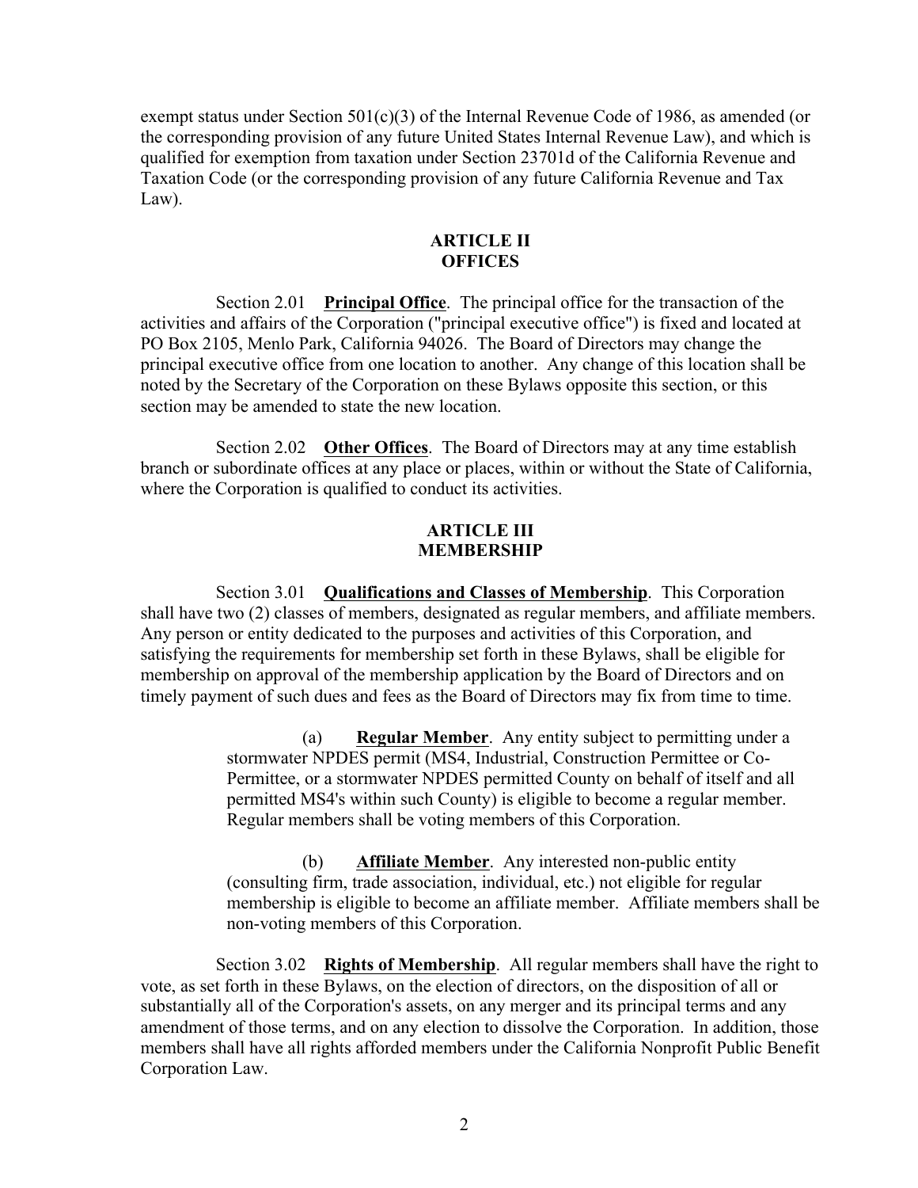exempt status under Section 501(c)(3) of the Internal Revenue Code of 1986, as amended (or the corresponding provision of any future United States Internal Revenue Law), and which is qualified for exemption from taxation under Section 23701d of the California Revenue and Taxation Code (or the corresponding provision of any future California Revenue and Tax Law).

## ARTICLE II
## OFFICES

Section 2.01 **<u>Principal Office</u>**. The principal office for the transaction of the activities and affairs of the Corporation ("principal executive office") is fixed and located at PO Box 2105, Menlo Park, California 94026. The Board of Directors may change the principal executive office from one location to another. Any change of this location shall be noted by the Secretary of the Corporation on these Bylaws opposite this section, or this section may be amended to state the new location.

Section 2.02 **<u>Other Offices</u>**. The Board of Directors may at any time establish branch or subordinate offices at any place or places, within or without the State of California, where the Corporation is qualified to conduct its activities.

## ARTICLE III
## MEMBERSHIP

Section 3.01 **<u>Qualifications and Classes of Membership</u>**. This Corporation shall have two (2) classes of members, designated as regular members, and affiliate members. Any person or entity dedicated to the purposes and activities of this Corporation, and satisfying the requirements for membership set forth in these Bylaws, shall be eligible for membership on approval of the membership application by the Board of Directors and on timely payment of such dues and fees as the Board of Directors may fix from time to time.

> (a) **<u>Regular Member</u>**. Any entity subject to permitting under a stormwater NPDES permit (MS4, Industrial, Construction Permittee or Co-Permittee, or a stormwater NPDES permitted County on behalf of itself and all permitted MS4's within such County) is eligible to become a regular member. Regular members shall be voting members of this Corporation.
>
> (b) **<u>Affiliate Member</u>**. Any interested non-public entity (consulting firm, trade association, individual, etc.) not eligible for regular membership is eligible to become an affiliate member. Affiliate members shall be non-voting members of this Corporation.

Section 3.02 **<u>Rights of Membership</u>**. All regular members shall have the right to vote, as set forth in these Bylaws, on the election of directors, on the disposition of all or substantially all of the Corporation's assets, on any merger and its principal terms and any amendment of those terms, and on any election to dissolve the Corporation. In addition, those members shall have all rights afforded members under the California Nonprofit Public Benefit Corporation Law.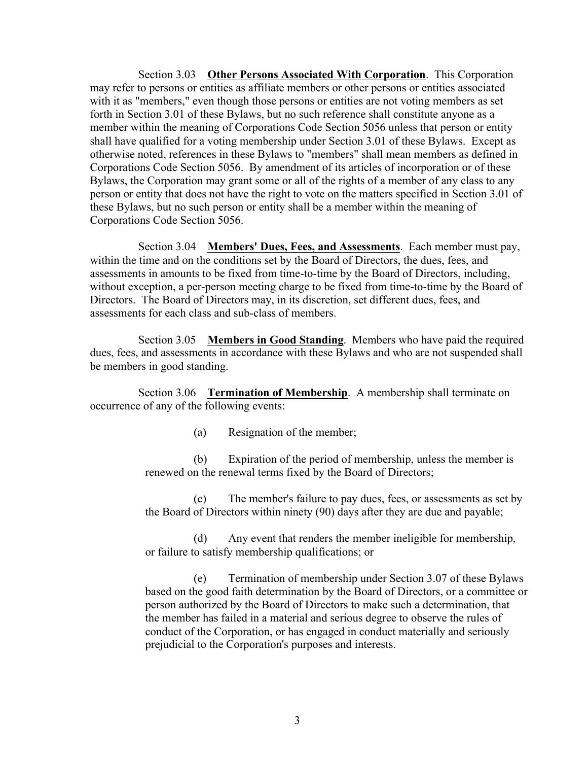Section 3.03 **Other Persons Associated With Corporation**. This Corporation may refer to persons or entities as affiliate members or other persons or entities associated with it as "members," even though those persons or entities are not voting members as set forth in Section 3.01 of these Bylaws, but no such reference shall constitute anyone as a member within the meaning of Corporations Code Section 5056 unless that person or entity shall have qualified for a voting membership under Section 3.01 of these Bylaws. Except as otherwise noted, references in these Bylaws to "members" shall mean members as defined in Corporations Code Section 5056. By amendment of its articles of incorporation or of these Bylaws, the Corporation may grant some or all of the rights of a member of any class to any person or entity that does not have the right to vote on the matters specified in Section 3.01 of these Bylaws, but no such person or entity shall be a member within the meaning of Corporations Code Section 5056.

Section 3.04 **Members' Dues, Fees, and Assessments**. Each member must pay, within the time and on the conditions set by the Board of Directors, the dues, fees, and assessments in amounts to be fixed from time-to-time by the Board of Directors, including, without exception, a per-person meeting charge to be fixed from time-to-time by the Board of Directors. The Board of Directors may, in its discretion, set different dues, fees, and assessments for each class and sub-class of members.

Section 3.05 **Members in Good Standing**. Members who have paid the required dues, fees, and assessments in accordance with these Bylaws and who are not suspended shall be members in good standing.

Section 3.06 **Termination of Membership**. A membership shall terminate on occurrence of any of the following events:

(a) Resignation of the member;

(b) Expiration of the period of membership, unless the member is renewed on the renewal terms fixed by the Board of Directors;

(c) The member's failure to pay dues, fees, or assessments as set by the Board of Directors within ninety (90) days after they are due and payable;

(d) Any event that renders the member ineligible for membership, or failure to satisfy membership qualifications; or

(e) Termination of membership under Section 3.07 of these Bylaws based on the good faith determination by the Board of Directors, or a committee or person authorized by the Board of Directors to make such a determination, that the member has failed in a material and serious degree to observe the rules of conduct of the Corporation, or has engaged in conduct materially and seriously prejudicial to the Corporation's purposes and interests.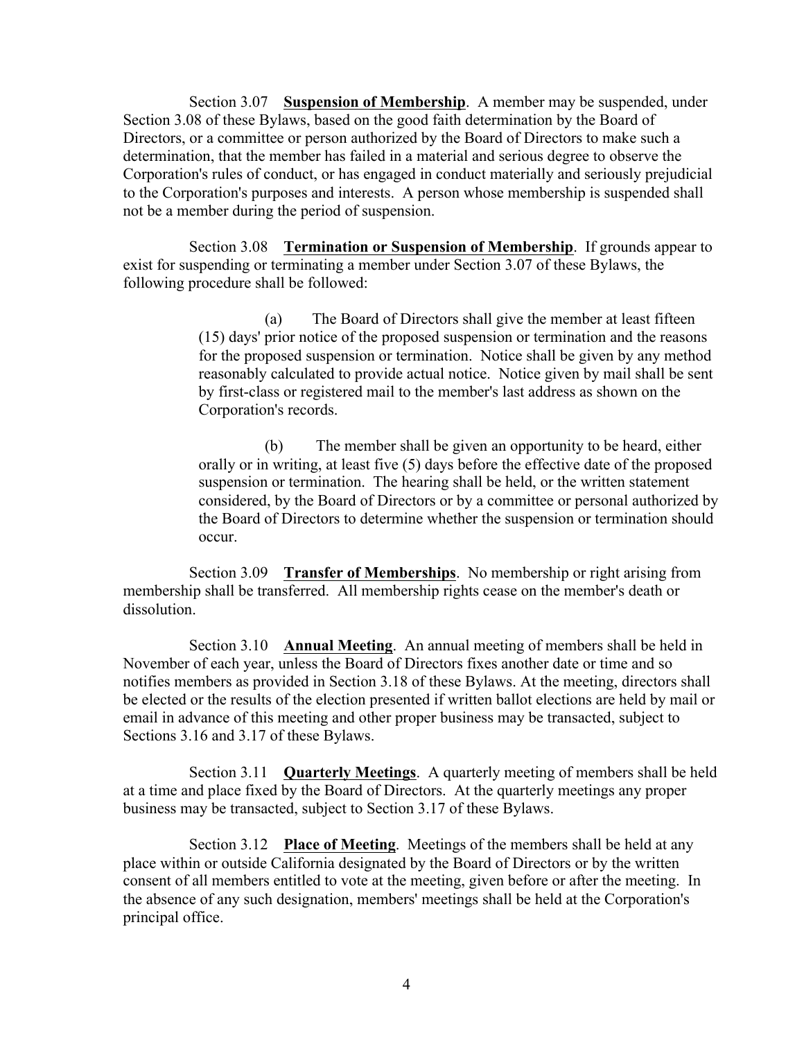Section 3.07 **Suspension of Membership**. A member may be suspended, under Section 3.08 of these Bylaws, based on the good faith determination by the Board of Directors, or a committee or person authorized by the Board of Directors to make such a determination, that the member has failed in a material and serious degree to observe the Corporation's rules of conduct, or has engaged in conduct materially and seriously prejudicial to the Corporation's purposes and interests. A person whose membership is suspended shall not be a member during the period of suspension.

Section 3.08 **Termination or Suspension of Membership**. If grounds appear to exist for suspending or terminating a member under Section 3.07 of these Bylaws, the following procedure shall be followed:

(a) The Board of Directors shall give the member at least fifteen (15) days' prior notice of the proposed suspension or termination and the reasons for the proposed suspension or termination. Notice shall be given by any method reasonably calculated to provide actual notice. Notice given by mail shall be sent by first-class or registered mail to the member's last address as shown on the Corporation's records.

(b) The member shall be given an opportunity to be heard, either orally or in writing, at least five (5) days before the effective date of the proposed suspension or termination. The hearing shall be held, or the written statement considered, by the Board of Directors or by a committee or personal authorized by the Board of Directors to determine whether the suspension or termination should occur.

Section 3.09 **Transfer of Memberships**. No membership or right arising from membership shall be transferred. All membership rights cease on the member's death or dissolution.

Section 3.10 **Annual Meeting**. An annual meeting of members shall be held in November of each year, unless the Board of Directors fixes another date or time and so notifies members as provided in Section 3.18 of these Bylaws. At the meeting, directors shall be elected or the results of the election presented if written ballot elections are held by mail or email in advance of this meeting and other proper business may be transacted, subject to Sections 3.16 and 3.17 of these Bylaws.

Section 3.11 **Quarterly Meetings**. A quarterly meeting of members shall be held at a time and place fixed by the Board of Directors. At the quarterly meetings any proper business may be transacted, subject to Section 3.17 of these Bylaws.

Section 3.12 **Place of Meeting**. Meetings of the members shall be held at any place within or outside California designated by the Board of Directors or by the written consent of all members entitled to vote at the meeting, given before or after the meeting. In the absence of any such designation, members' meetings shall be held at the Corporation's principal office.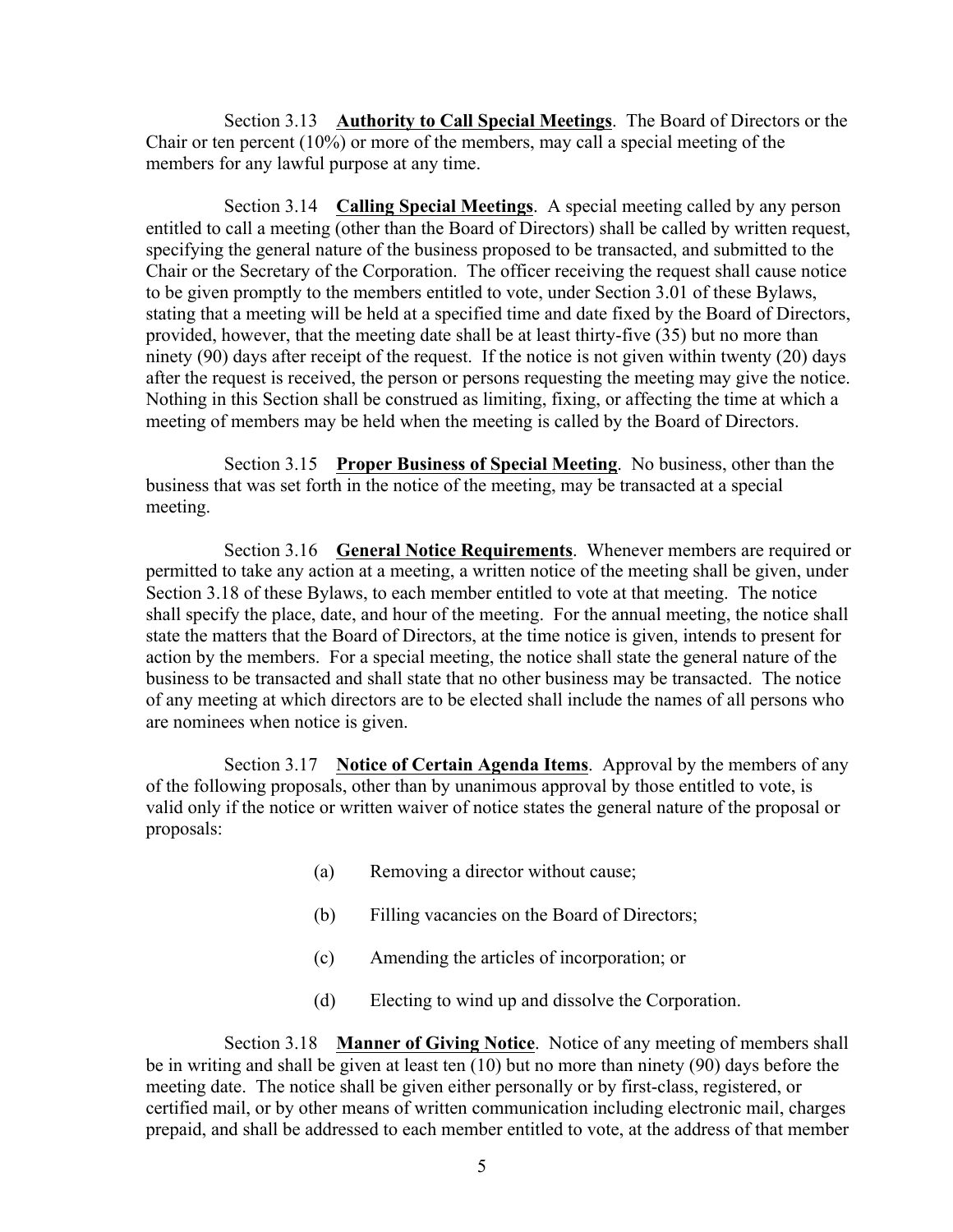Section 3.13 **Authority to Call Special Meetings**. The Board of Directors or the Chair or ten percent (10%) or more of the members, may call a special meeting of the members for any lawful purpose at any time.

Section 3.14 **Calling Special Meetings**. A special meeting called by any person entitled to call a meeting (other than the Board of Directors) shall be called by written request, specifying the general nature of the business proposed to be transacted, and submitted to the Chair or the Secretary of the Corporation. The officer receiving the request shall cause notice to be given promptly to the members entitled to vote, under Section 3.01 of these Bylaws, stating that a meeting will be held at a specified time and date fixed by the Board of Directors, provided, however, that the meeting date shall be at least thirty-five (35) but no more than ninety (90) days after receipt of the request. If the notice is not given within twenty (20) days after the request is received, the person or persons requesting the meeting may give the notice. Nothing in this Section shall be construed as limiting, fixing, or affecting the time at which a meeting of members may be held when the meeting is called by the Board of Directors.

Section 3.15 **Proper Business of Special Meeting**. No business, other than the business that was set forth in the notice of the meeting, may be transacted at a special meeting.

Section 3.16 **General Notice Requirements**. Whenever members are required or permitted to take any action at a meeting, a written notice of the meeting shall be given, under Section 3.18 of these Bylaws, to each member entitled to vote at that meeting. The notice shall specify the place, date, and hour of the meeting. For the annual meeting, the notice shall state the matters that the Board of Directors, at the time notice is given, intends to present for action by the members. For a special meeting, the notice shall state the general nature of the business to be transacted and shall state that no other business may be transacted. The notice of any meeting at which directors are to be elected shall include the names of all persons who are nominees when notice is given.

Section 3.17 **Notice of Certain Agenda Items**. Approval by the members of any of the following proposals, other than by unanimous approval by those entitled to vote, is valid only if the notice or written waiver of notice states the general nature of the proposal or proposals:

(a) Removing a director without cause;

(b) Filling vacancies on the Board of Directors;

(c) Amending the articles of incorporation; or

(d) Electing to wind up and dissolve the Corporation.

Section 3.18 **Manner of Giving Notice**. Notice of any meeting of members shall be in writing and shall be given at least ten (10) but no more than ninety (90) days before the meeting date. The notice shall be given either personally or by first-class, registered, or certified mail, or by other means of written communication including electronic mail, charges prepaid, and shall be addressed to each member entitled to vote, at the address of that member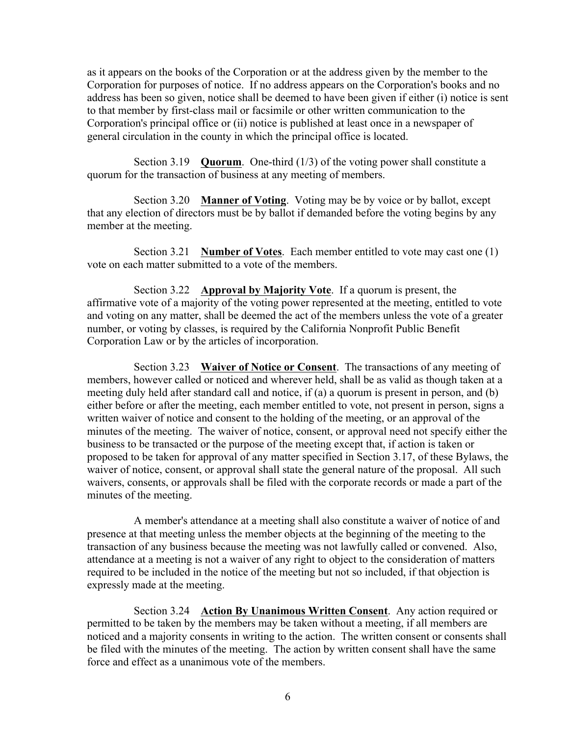as it appears on the books of the Corporation or at the address given by the member to the Corporation for purposes of notice. If no address appears on the Corporation's books and no address has been so given, notice shall be deemed to have been given if either (i) notice is sent to that member by first-class mail or facsimile or other written communication to the Corporation's principal office or (ii) notice is published at least once in a newspaper of general circulation in the county in which the principal office is located.

Section 3.19 **Quorum**. One-third (1/3) of the voting power shall constitute a quorum for the transaction of business at any meeting of members.

Section 3.20 **Manner of Voting**. Voting may be by voice or by ballot, except that any election of directors must be by ballot if demanded before the voting begins by any member at the meeting.

Section 3.21 **Number of Votes**. Each member entitled to vote may cast one (1) vote on each matter submitted to a vote of the members.

Section 3.22 **Approval by Majority Vote**. If a quorum is present, the affirmative vote of a majority of the voting power represented at the meeting, entitled to vote and voting on any matter, shall be deemed the act of the members unless the vote of a greater number, or voting by classes, is required by the California Nonprofit Public Benefit Corporation Law or by the articles of incorporation.

Section 3.23 **Waiver of Notice or Consent**. The transactions of any meeting of members, however called or noticed and wherever held, shall be as valid as though taken at a meeting duly held after standard call and notice, if (a) a quorum is present in person, and (b) either before or after the meeting, each member entitled to vote, not present in person, signs a written waiver of notice and consent to the holding of the meeting, or an approval of the minutes of the meeting. The waiver of notice, consent, or approval need not specify either the business to be transacted or the purpose of the meeting except that, if action is taken or proposed to be taken for approval of any matter specified in Section 3.17, of these Bylaws, the waiver of notice, consent, or approval shall state the general nature of the proposal. All such waivers, consents, or approvals shall be filed with the corporate records or made a part of the minutes of the meeting.

A member's attendance at a meeting shall also constitute a waiver of notice of and presence at that meeting unless the member objects at the beginning of the meeting to the transaction of any business because the meeting was not lawfully called or convened. Also, attendance at a meeting is not a waiver of any right to object to the consideration of matters required to be included in the notice of the meeting but not so included, if that objection is expressly made at the meeting.

Section 3.24 **Action By Unanimous Written Consent**. Any action required or permitted to be taken by the members may be taken without a meeting, if all members are noticed and a majority consents in writing to the action. The written consent or consents shall be filed with the minutes of the meeting. The action by written consent shall have the same force and effect as a unanimous vote of the members.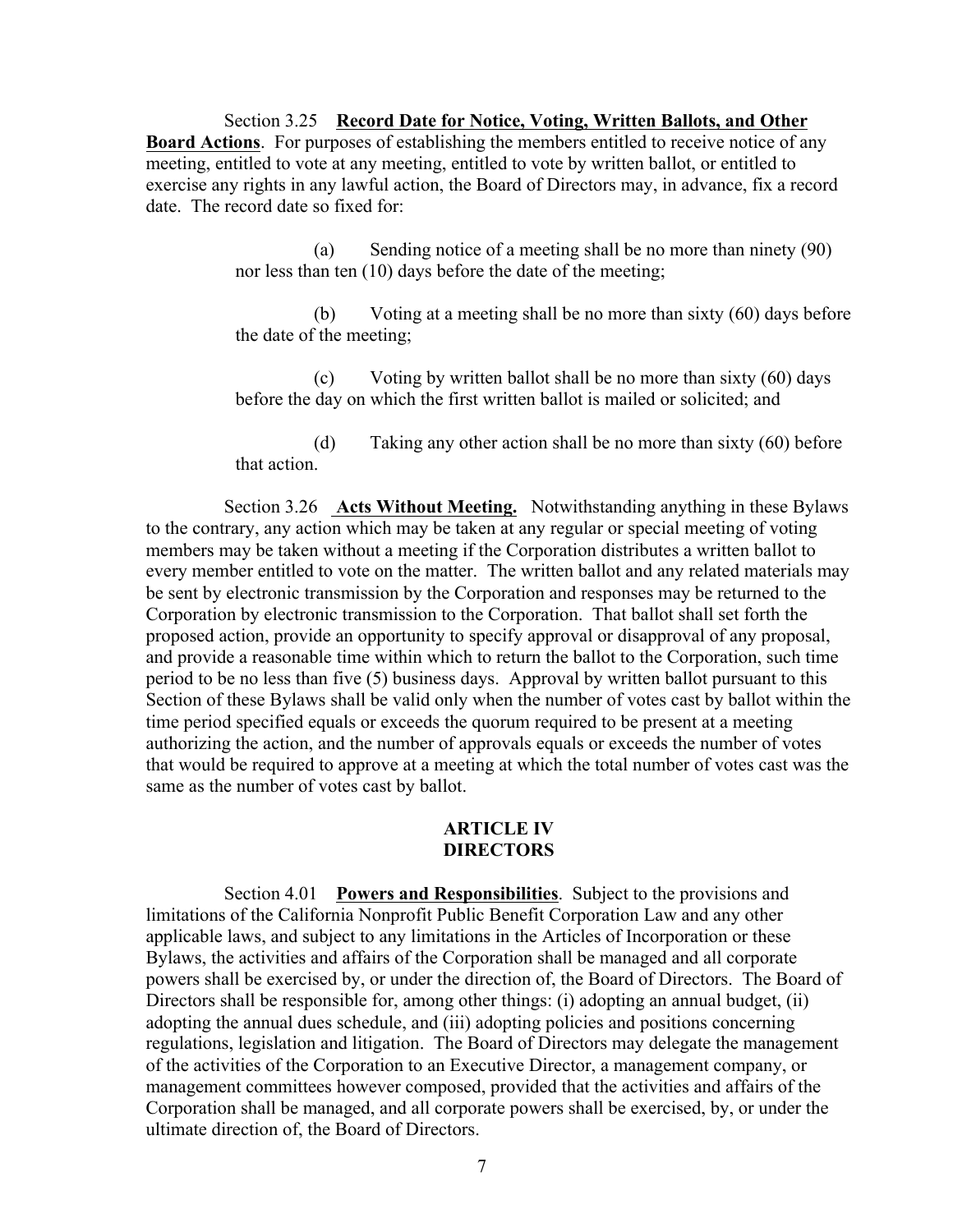Section 3.25 **Record Date for Notice, Voting, Written Ballots, and Other Board Actions**. For purposes of establishing the members entitled to receive notice of any meeting, entitled to vote at any meeting, entitled to vote by written ballot, or entitled to exercise any rights in any lawful action, the Board of Directors may, in advance, fix a record date. The record date so fixed for:

(a) Sending notice of a meeting shall be no more than ninety (90) nor less than ten (10) days before the date of the meeting;

(b) Voting at a meeting shall be no more than sixty (60) days before the date of the meeting;

(c) Voting by written ballot shall be no more than sixty (60) days before the day on which the first written ballot is mailed or solicited; and

(d) Taking any other action shall be no more than sixty (60) before that action.

Section 3.26 **Acts Without Meeting.** Notwithstanding anything in these Bylaws to the contrary, any action which may be taken at any regular or special meeting of voting members may be taken without a meeting if the Corporation distributes a written ballot to every member entitled to vote on the matter. The written ballot and any related materials may be sent by electronic transmission by the Corporation and responses may be returned to the Corporation by electronic transmission to the Corporation. That ballot shall set forth the proposed action, provide an opportunity to specify approval or disapproval of any proposal, and provide a reasonable time within which to return the ballot to the Corporation, such time period to be no less than five (5) business days. Approval by written ballot pursuant to this Section of these Bylaws shall be valid only when the number of votes cast by ballot within the time period specified equals or exceeds the quorum required to be present at a meeting authorizing the action, and the number of approvals equals or exceeds the number of votes that would be required to approve at a meeting at which the total number of votes cast was the same as the number of votes cast by ballot.

## ARTICLE IV
## DIRECTORS

Section 4.01 **Powers and Responsibilities**. Subject to the provisions and limitations of the California Nonprofit Public Benefit Corporation Law and any other applicable laws, and subject to any limitations in the Articles of Incorporation or these Bylaws, the activities and affairs of the Corporation shall be managed and all corporate powers shall be exercised by, or under the direction of, the Board of Directors. The Board of Directors shall be responsible for, among other things: (i) adopting an annual budget, (ii) adopting the annual dues schedule, and (iii) adopting policies and positions concerning regulations, legislation and litigation. The Board of Directors may delegate the management of the activities of the Corporation to an Executive Director, a management company, or management committees however composed, provided that the activities and affairs of the Corporation shall be managed, and all corporate powers shall be exercised, by, or under the ultimate direction of, the Board of Directors.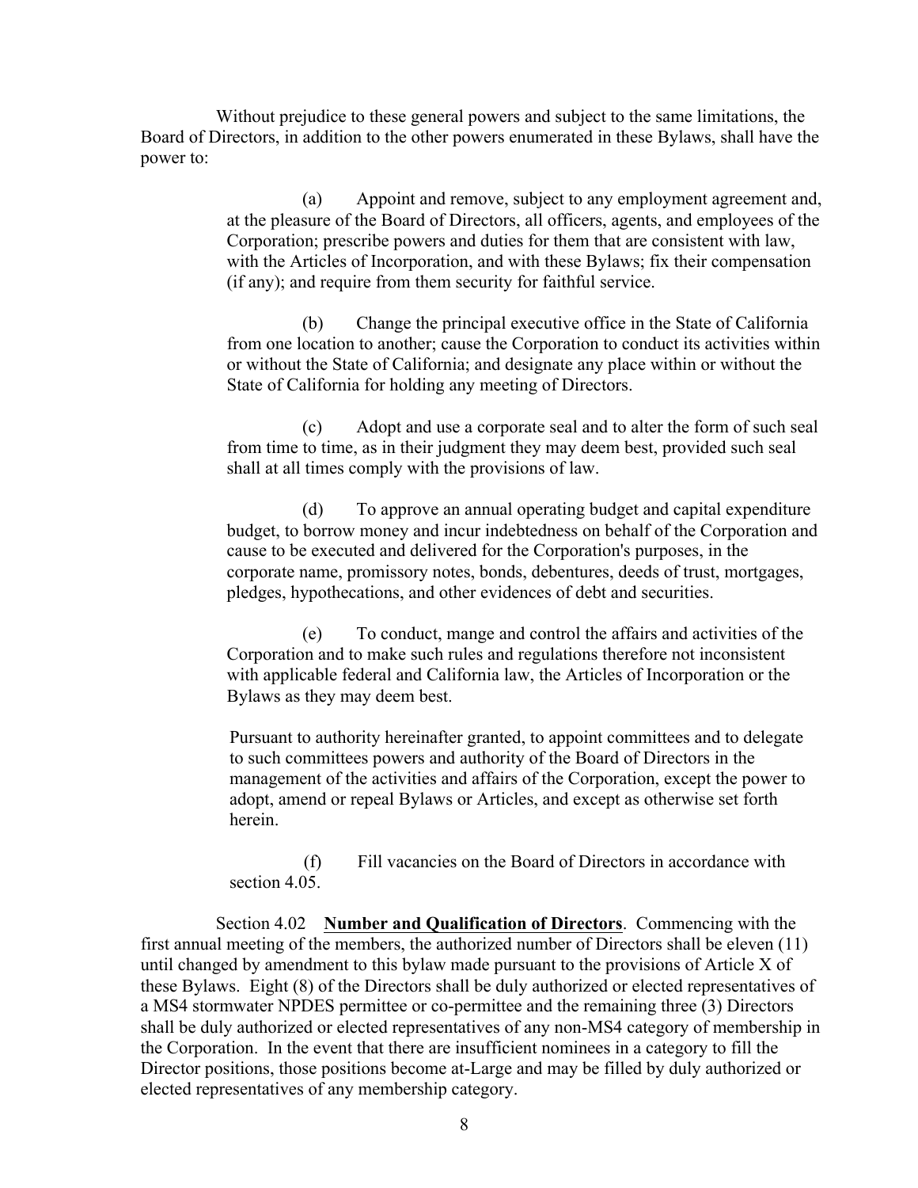Without prejudice to these general powers and subject to the same limitations, the Board of Directors, in addition to the other powers enumerated in these Bylaws, shall have the power to:

(a) Appoint and remove, subject to any employment agreement and, at the pleasure of the Board of Directors, all officers, agents, and employees of the Corporation; prescribe powers and duties for them that are consistent with law, with the Articles of Incorporation, and with these Bylaws; fix their compensation (if any); and require from them security for faithful service.

(b) Change the principal executive office in the State of California from one location to another; cause the Corporation to conduct its activities within or without the State of California; and designate any place within or without the State of California for holding any meeting of Directors.

(c) Adopt and use a corporate seal and to alter the form of such seal from time to time, as in their judgment they may deem best, provided such seal shall at all times comply with the provisions of law.

(d) To approve an annual operating budget and capital expenditure budget, to borrow money and incur indebtedness on behalf of the Corporation and cause to be executed and delivered for the Corporation's purposes, in the corporate name, promissory notes, bonds, debentures, deeds of trust, mortgages, pledges, hypothecations, and other evidences of debt and securities.

(e) To conduct, mange and control the affairs and activities of the Corporation and to make such rules and regulations therefore not inconsistent with applicable federal and California law, the Articles of Incorporation or the Bylaws as they may deem best.

Pursuant to authority hereinafter granted, to appoint committees and to delegate to such committees powers and authority of the Board of Directors in the management of the activities and affairs of the Corporation, except the power to adopt, amend or repeal Bylaws or Articles, and except as otherwise set forth herein.

(f) Fill vacancies on the Board of Directors in accordance with section 4.05.

Section 4.02 **Number and Qualification of Directors**. Commencing with the first annual meeting of the members, the authorized number of Directors shall be eleven (11) until changed by amendment to this bylaw made pursuant to the provisions of Article X of these Bylaws. Eight (8) of the Directors shall be duly authorized or elected representatives of a MS4 stormwater NPDES permittee or co-permittee and the remaining three (3) Directors shall be duly authorized or elected representatives of any non-MS4 category of membership in the Corporation. In the event that there are insufficient nominees in a category to fill the Director positions, those positions become at-Large and may be filled by duly authorized or elected representatives of any membership category.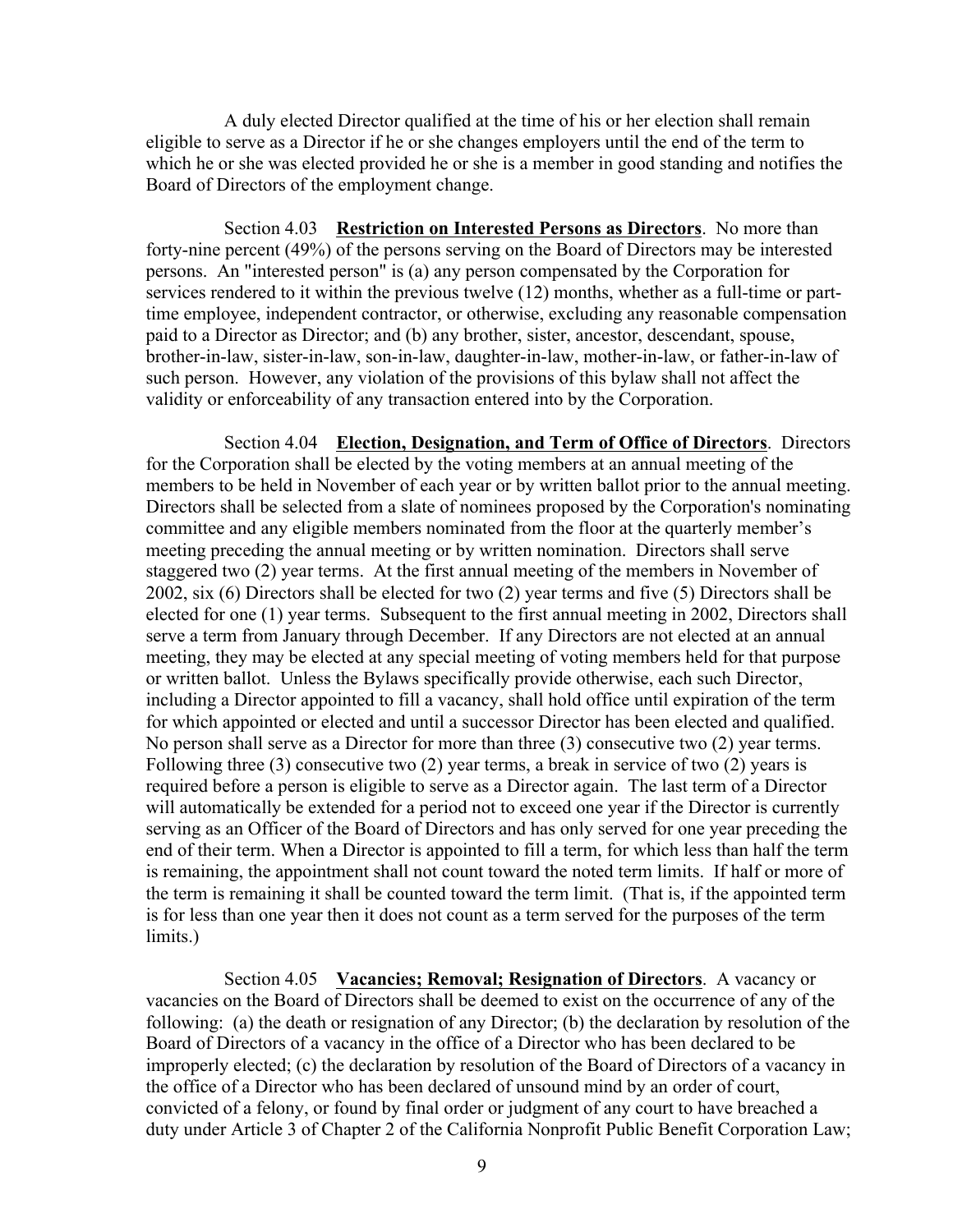A duly elected Director qualified at the time of his or her election shall remain eligible to serve as a Director if he or she changes employers until the end of the term to which he or she was elected provided he or she is a member in good standing and notifies the Board of Directors of the employment change.

Section 4.03 **Restriction on Interested Persons as Directors**. No more than forty-nine percent (49%) of the persons serving on the Board of Directors may be interested persons. An "interested person" is (a) any person compensated by the Corporation for services rendered to it within the previous twelve (12) months, whether as a full-time or part-time employee, independent contractor, or otherwise, excluding any reasonable compensation paid to a Director as Director; and (b) any brother, sister, ancestor, descendant, spouse, brother-in-law, sister-in-law, son-in-law, daughter-in-law, mother-in-law, or father-in-law of such person. However, any violation of the provisions of this bylaw shall not affect the validity or enforceability of any transaction entered into by the Corporation.

Section 4.04 **Election, Designation, and Term of Office of Directors**. Directors for the Corporation shall be elected by the voting members at an annual meeting of the members to be held in November of each year or by written ballot prior to the annual meeting. Directors shall be selected from a slate of nominees proposed by the Corporation's nominating committee and any eligible members nominated from the floor at the quarterly member's meeting preceding the annual meeting or by written nomination. Directors shall serve staggered two (2) year terms. At the first annual meeting of the members in November of 2002, six (6) Directors shall be elected for two (2) year terms and five (5) Directors shall be elected for one (1) year terms. Subsequent to the first annual meeting in 2002, Directors shall serve a term from January through December. If any Directors are not elected at an annual meeting, they may be elected at any special meeting of voting members held for that purpose or written ballot. Unless the Bylaws specifically provide otherwise, each such Director, including a Director appointed to fill a vacancy, shall hold office until expiration of the term for which appointed or elected and until a successor Director has been elected and qualified. No person shall serve as a Director for more than three (3) consecutive two (2) year terms. Following three (3) consecutive two (2) year terms, a break in service of two (2) years is required before a person is eligible to serve as a Director again. The last term of a Director will automatically be extended for a period not to exceed one year if the Director is currently serving as an Officer of the Board of Directors and has only served for one year preceding the end of their term. When a Director is appointed to fill a term, for which less than half the term is remaining, the appointment shall not count toward the noted term limits. If half or more of the term is remaining it shall be counted toward the term limit. (That is, if the appointed term is for less than one year then it does not count as a term served for the purposes of the term limits.)

Section 4.05 **Vacancies; Removal; Resignation of Directors**. A vacancy or vacancies on the Board of Directors shall be deemed to exist on the occurrence of any of the following: (a) the death or resignation of any Director; (b) the declaration by resolution of the Board of Directors of a vacancy in the office of a Director who has been declared to be improperly elected; (c) the declaration by resolution of the Board of Directors of a vacancy in the office of a Director who has been declared of unsound mind by an order of court, convicted of a felony, or found by final order or judgment of any court to have breached a duty under Article 3 of Chapter 2 of the California Nonprofit Public Benefit Corporation Law;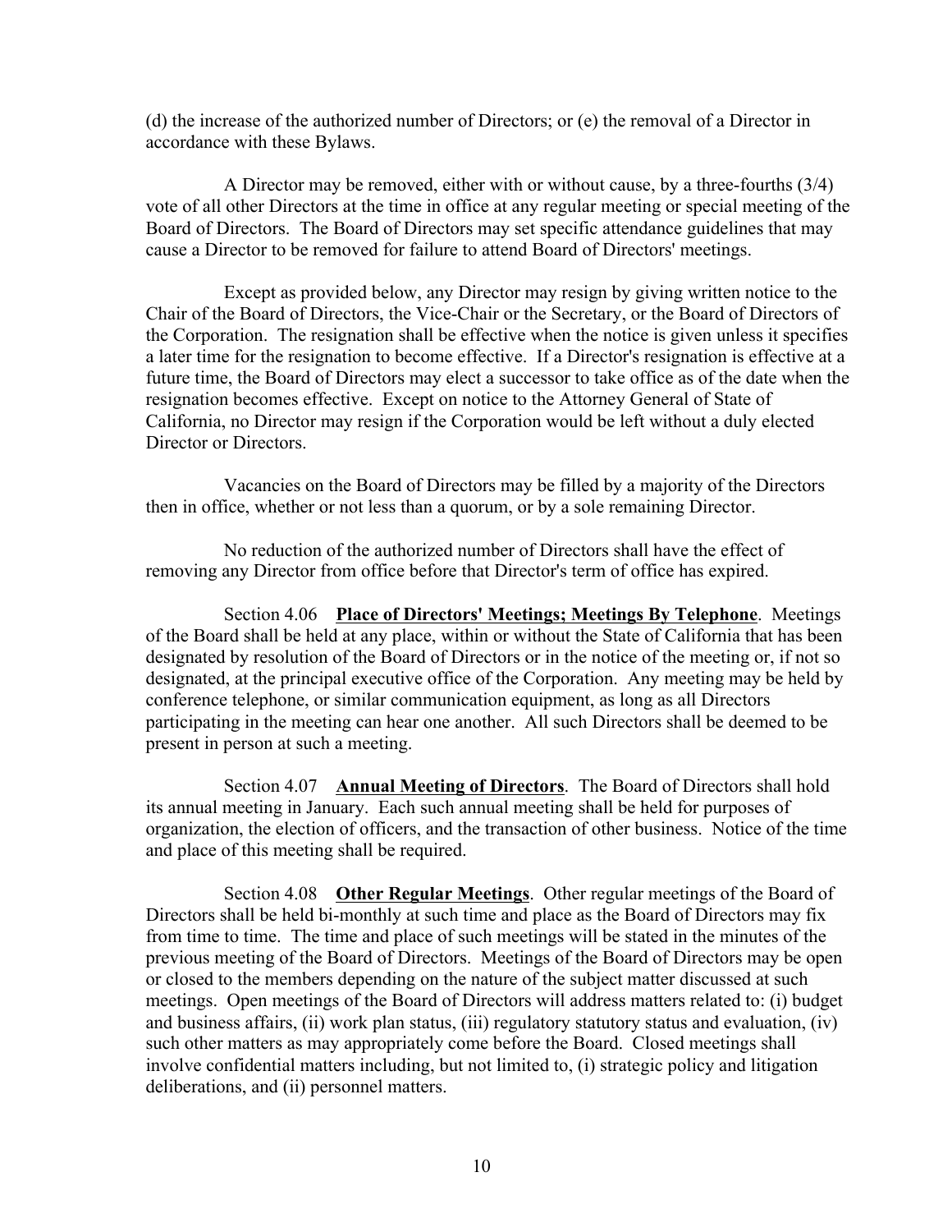(d) the increase of the authorized number of Directors; or (e) the removal of a Director in accordance with these Bylaws.

A Director may be removed, either with or without cause, by a three-fourths (3/4) vote of all other Directors at the time in office at any regular meeting or special meeting of the Board of Directors. The Board of Directors may set specific attendance guidelines that may cause a Director to be removed for failure to attend Board of Directors' meetings.

Except as provided below, any Director may resign by giving written notice to the Chair of the Board of Directors, the Vice-Chair or the Secretary, or the Board of Directors of the Corporation. The resignation shall be effective when the notice is given unless it specifies a later time for the resignation to become effective. If a Director's resignation is effective at a future time, the Board of Directors may elect a successor to take office as of the date when the resignation becomes effective. Except on notice to the Attorney General of State of California, no Director may resign if the Corporation would be left without a duly elected Director or Directors.

Vacancies on the Board of Directors may be filled by a majority of the Directors then in office, whether or not less than a quorum, or by a sole remaining Director.

No reduction of the authorized number of Directors shall have the effect of removing any Director from office before that Director's term of office has expired.

Section 4.06 **Place of Directors' Meetings; Meetings By Telephone**. Meetings of the Board shall be held at any place, within or without the State of California that has been designated by resolution of the Board of Directors or in the notice of the meeting or, if not so designated, at the principal executive office of the Corporation. Any meeting may be held by conference telephone, or similar communication equipment, as long as all Directors participating in the meeting can hear one another. All such Directors shall be deemed to be present in person at such a meeting.

Section 4.07 **Annual Meeting of Directors**. The Board of Directors shall hold its annual meeting in January. Each such annual meeting shall be held for purposes of organization, the election of officers, and the transaction of other business. Notice of the time and place of this meeting shall be required.

Section 4.08 **Other Regular Meetings**. Other regular meetings of the Board of Directors shall be held bi-monthly at such time and place as the Board of Directors may fix from time to time. The time and place of such meetings will be stated in the minutes of the previous meeting of the Board of Directors. Meetings of the Board of Directors may be open or closed to the members depending on the nature of the subject matter discussed at such meetings. Open meetings of the Board of Directors will address matters related to: (i) budget and business affairs, (ii) work plan status, (iii) regulatory statutory status and evaluation, (iv) such other matters as may appropriately come before the Board. Closed meetings shall involve confidential matters including, but not limited to, (i) strategic policy and litigation deliberations, and (ii) personnel matters.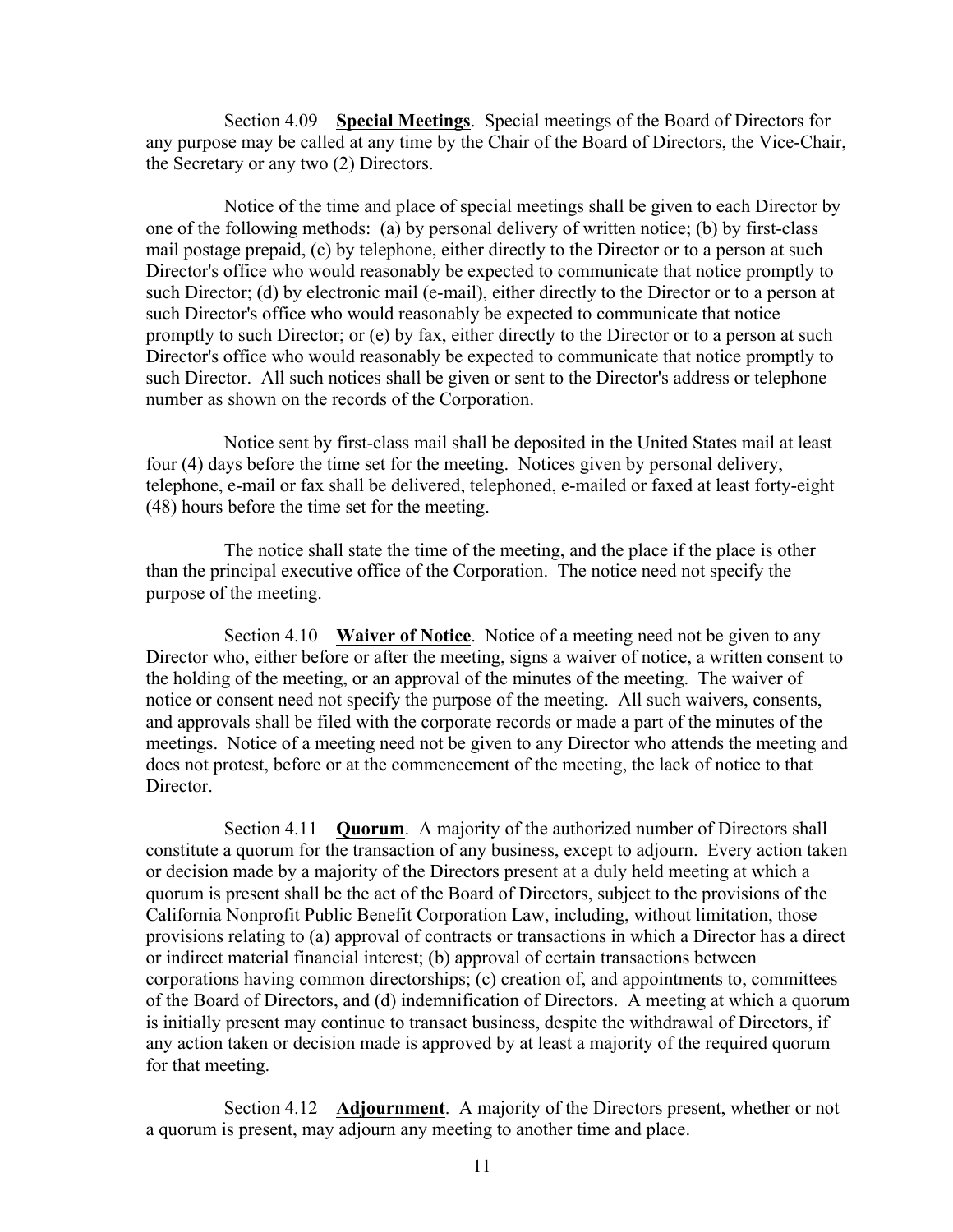Section 4.09 **Special Meetings**. Special meetings of the Board of Directors for any purpose may be called at any time by the Chair of the Board of Directors, the Vice-Chair, the Secretary or any two (2) Directors.

Notice of the time and place of special meetings shall be given to each Director by one of the following methods: (a) by personal delivery of written notice; (b) by first-class mail postage prepaid, (c) by telephone, either directly to the Director or to a person at such Director's office who would reasonably be expected to communicate that notice promptly to such Director; (d) by electronic mail (e-mail), either directly to the Director or to a person at such Director's office who would reasonably be expected to communicate that notice promptly to such Director; or (e) by fax, either directly to the Director or to a person at such Director's office who would reasonably be expected to communicate that notice promptly to such Director. All such notices shall be given or sent to the Director's address or telephone number as shown on the records of the Corporation.

Notice sent by first-class mail shall be deposited in the United States mail at least four (4) days before the time set for the meeting. Notices given by personal delivery, telephone, e-mail or fax shall be delivered, telephoned, e-mailed or faxed at least forty-eight (48) hours before the time set for the meeting.

The notice shall state the time of the meeting, and the place if the place is other than the principal executive office of the Corporation. The notice need not specify the purpose of the meeting.

Section 4.10 **Waiver of Notice**. Notice of a meeting need not be given to any Director who, either before or after the meeting, signs a waiver of notice, a written consent to the holding of the meeting, or an approval of the minutes of the meeting. The waiver of notice or consent need not specify the purpose of the meeting. All such waivers, consents, and approvals shall be filed with the corporate records or made a part of the minutes of the meetings. Notice of a meeting need not be given to any Director who attends the meeting and does not protest, before or at the commencement of the meeting, the lack of notice to that Director.

Section 4.11 **Quorum**. A majority of the authorized number of Directors shall constitute a quorum for the transaction of any business, except to adjourn. Every action taken or decision made by a majority of the Directors present at a duly held meeting at which a quorum is present shall be the act of the Board of Directors, subject to the provisions of the California Nonprofit Public Benefit Corporation Law, including, without limitation, those provisions relating to (a) approval of contracts or transactions in which a Director has a direct or indirect material financial interest; (b) approval of certain transactions between corporations having common directorships; (c) creation of, and appointments to, committees of the Board of Directors, and (d) indemnification of Directors. A meeting at which a quorum is initially present may continue to transact business, despite the withdrawal of Directors, if any action taken or decision made is approved by at least a majority of the required quorum for that meeting.

Section 4.12 **Adjournment**. A majority of the Directors present, whether or not a quorum is present, may adjourn any meeting to another time and place.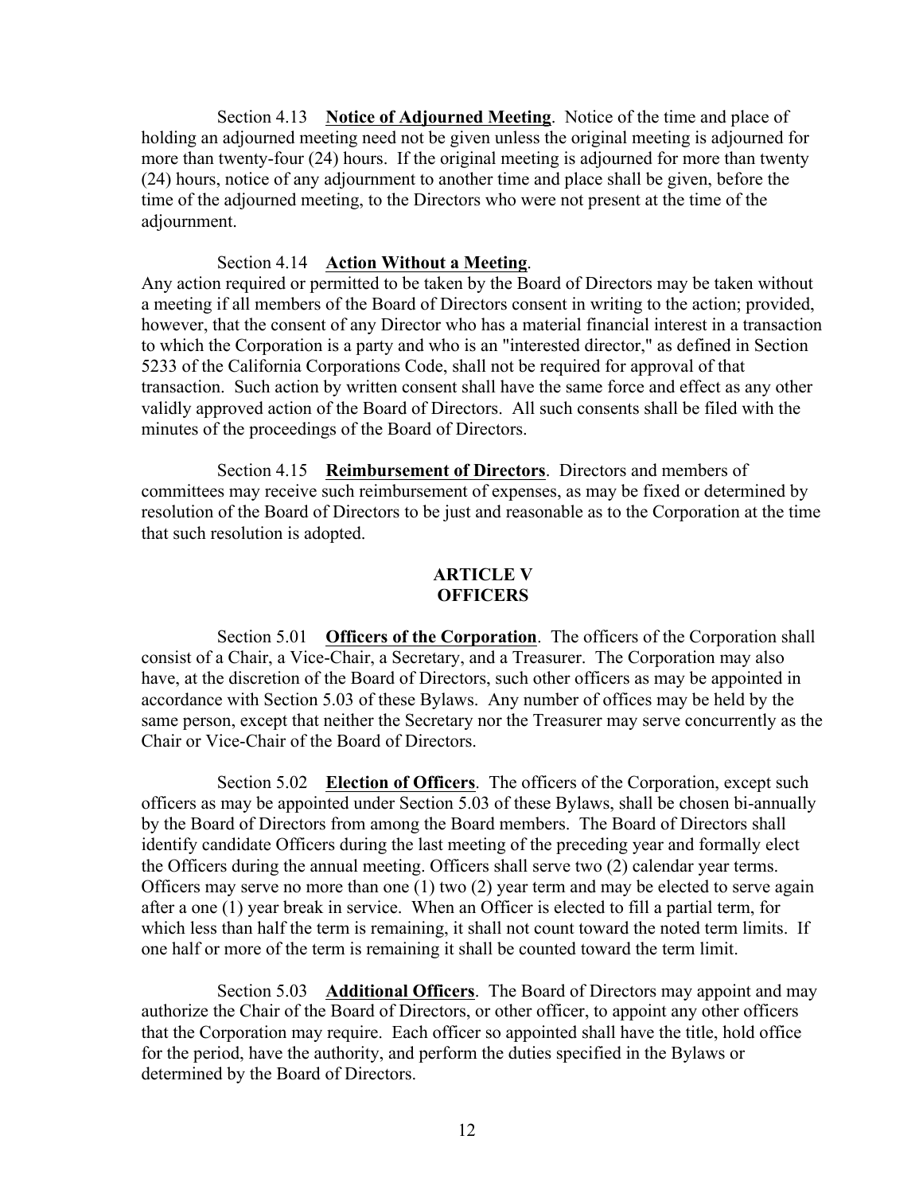Section 4.13 **Notice of Adjourned Meeting**. Notice of the time and place of holding an adjourned meeting need not be given unless the original meeting is adjourned for more than twenty-four (24) hours. If the original meeting is adjourned for more than twenty (24) hours, notice of any adjournment to another time and place shall be given, before the time of the adjourned meeting, to the Directors who were not present at the time of the adjournment.

Section 4.14 **Action Without a Meeting**.
Any action required or permitted to be taken by the Board of Directors may be taken without a meeting if all members of the Board of Directors consent in writing to the action; provided, however, that the consent of any Director who has a material financial interest in a transaction to which the Corporation is a party and who is an "interested director," as defined in Section 5233 of the California Corporations Code, shall not be required for approval of that transaction. Such action by written consent shall have the same force and effect as any other validly approved action of the Board of Directors. All such consents shall be filed with the minutes of the proceedings of the Board of Directors.

Section 4.15 **Reimbursement of Directors**. Directors and members of committees may receive such reimbursement of expenses, as may be fixed or determined by resolution of the Board of Directors to be just and reasonable as to the Corporation at the time that such resolution is adopted.

## ARTICLE V
## OFFICERS

Section 5.01 **Officers of the Corporation**. The officers of the Corporation shall consist of a Chair, a Vice-Chair, a Secretary, and a Treasurer. The Corporation may also have, at the discretion of the Board of Directors, such other officers as may be appointed in accordance with Section 5.03 of these Bylaws. Any number of offices may be held by the same person, except that neither the Secretary nor the Treasurer may serve concurrently as the Chair or Vice-Chair of the Board of Directors.

Section 5.02 **Election of Officers**. The officers of the Corporation, except such officers as may be appointed under Section 5.03 of these Bylaws, shall be chosen bi-annually by the Board of Directors from among the Board members. The Board of Directors shall identify candidate Officers during the last meeting of the preceding year and formally elect the Officers during the annual meeting. Officers shall serve two (2) calendar year terms. Officers may serve no more than one (1) two (2) year term and may be elected to serve again after a one (1) year break in service. When an Officer is elected to fill a partial term, for which less than half the term is remaining, it shall not count toward the noted term limits. If one half or more of the term is remaining it shall be counted toward the term limit.

Section 5.03 **Additional Officers**. The Board of Directors may appoint and may authorize the Chair of the Board of Directors, or other officer, to appoint any other officers that the Corporation may require. Each officer so appointed shall have the title, hold office for the period, have the authority, and perform the duties specified in the Bylaws or determined by the Board of Directors.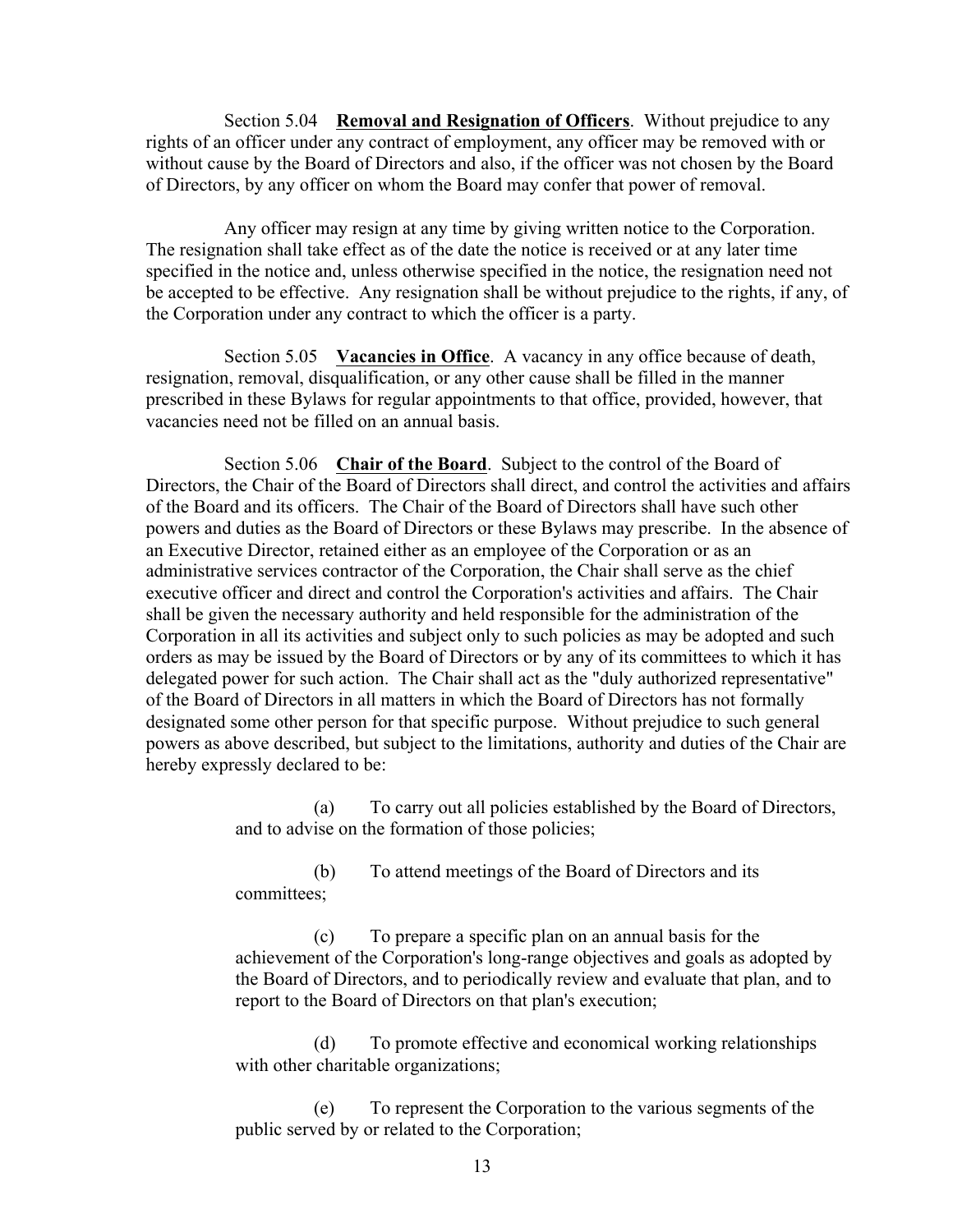Section 5.04 **Removal and Resignation of Officers**. Without prejudice to any rights of an officer under any contract of employment, any officer may be removed with or without cause by the Board of Directors and also, if the officer was not chosen by the Board of Directors, by any officer on whom the Board may confer that power of removal.

Any officer may resign at any time by giving written notice to the Corporation. The resignation shall take effect as of the date the notice is received or at any later time specified in the notice and, unless otherwise specified in the notice, the resignation need not be accepted to be effective. Any resignation shall be without prejudice to the rights, if any, of the Corporation under any contract to which the officer is a party.

Section 5.05 **Vacancies in Office**. A vacancy in any office because of death, resignation, removal, disqualification, or any other cause shall be filled in the manner prescribed in these Bylaws for regular appointments to that office, provided, however, that vacancies need not be filled on an annual basis.

Section 5.06 **Chair of the Board**. Subject to the control of the Board of Directors, the Chair of the Board of Directors shall direct, and control the activities and affairs of the Board and its officers. The Chair of the Board of Directors shall have such other powers and duties as the Board of Directors or these Bylaws may prescribe. In the absence of an Executive Director, retained either as an employee of the Corporation or as an administrative services contractor of the Corporation, the Chair shall serve as the chief executive officer and direct and control the Corporation's activities and affairs. The Chair shall be given the necessary authority and held responsible for the administration of the Corporation in all its activities and subject only to such policies as may be adopted and such orders as may be issued by the Board of Directors or by any of its committees to which it has delegated power for such action. The Chair shall act as the "duly authorized representative" of the Board of Directors in all matters in which the Board of Directors has not formally designated some other person for that specific purpose. Without prejudice to such general powers as above described, but subject to the limitations, authority and duties of the Chair are hereby expressly declared to be:

(a) To carry out all policies established by the Board of Directors, and to advise on the formation of those policies;

(b) To attend meetings of the Board of Directors and its committees;

(c) To prepare a specific plan on an annual basis for the achievement of the Corporation's long-range objectives and goals as adopted by the Board of Directors, and to periodically review and evaluate that plan, and to report to the Board of Directors on that plan's execution;

(d) To promote effective and economical working relationships with other charitable organizations;

(e) To represent the Corporation to the various segments of the public served by or related to the Corporation;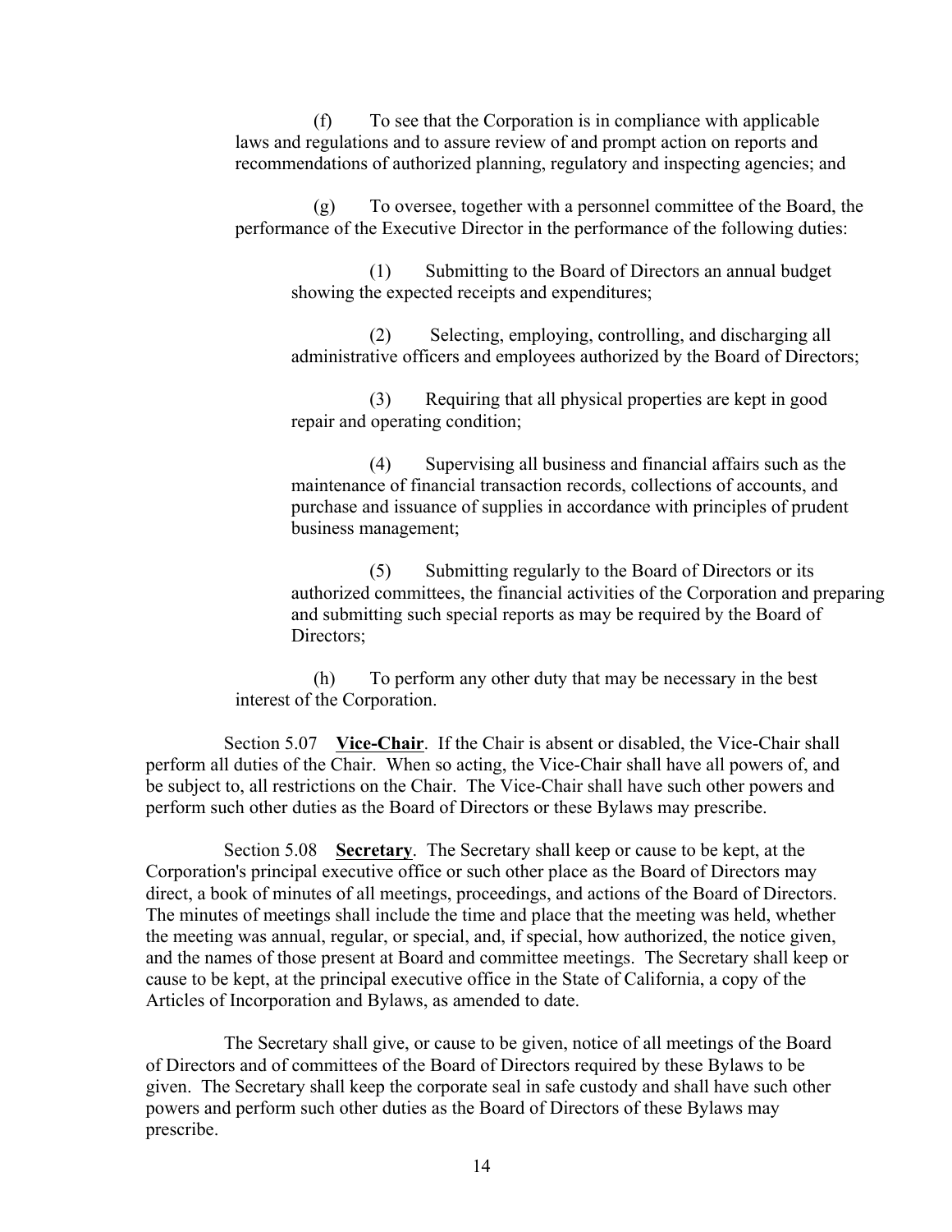(f) To see that the Corporation is in compliance with applicable laws and regulations and to assure review of and prompt action on reports and recommendations of authorized planning, regulatory and inspecting agencies; and

(g) To oversee, together with a personnel committee of the Board, the performance of the Executive Director in the performance of the following duties:

(1) Submitting to the Board of Directors an annual budget showing the expected receipts and expenditures;

(2) Selecting, employing, controlling, and discharging all administrative officers and employees authorized by the Board of Directors;

(3) Requiring that all physical properties are kept in good repair and operating condition;

(4) Supervising all business and financial affairs such as the maintenance of financial transaction records, collections of accounts, and purchase and issuance of supplies in accordance with principles of prudent business management;

(5) Submitting regularly to the Board of Directors or its authorized committees, the financial activities of the Corporation and preparing and submitting such special reports as may be required by the Board of Directors;

(h) To perform any other duty that may be necessary in the best interest of the Corporation.

Section 5.07 **Vice-Chair**. If the Chair is absent or disabled, the Vice-Chair shall perform all duties of the Chair. When so acting, the Vice-Chair shall have all powers of, and be subject to, all restrictions on the Chair. The Vice-Chair shall have such other powers and perform such other duties as the Board of Directors or these Bylaws may prescribe.

Section 5.08 **Secretary**. The Secretary shall keep or cause to be kept, at the Corporation's principal executive office or such other place as the Board of Directors may direct, a book of minutes of all meetings, proceedings, and actions of the Board of Directors. The minutes of meetings shall include the time and place that the meeting was held, whether the meeting was annual, regular, or special, and, if special, how authorized, the notice given, and the names of those present at Board and committee meetings. The Secretary shall keep or cause to be kept, at the principal executive office in the State of California, a copy of the Articles of Incorporation and Bylaws, as amended to date.

The Secretary shall give, or cause to be given, notice of all meetings of the Board of Directors and of committees of the Board of Directors required by these Bylaws to be given. The Secretary shall keep the corporate seal in safe custody and shall have such other powers and perform such other duties as the Board of Directors of these Bylaws may prescribe.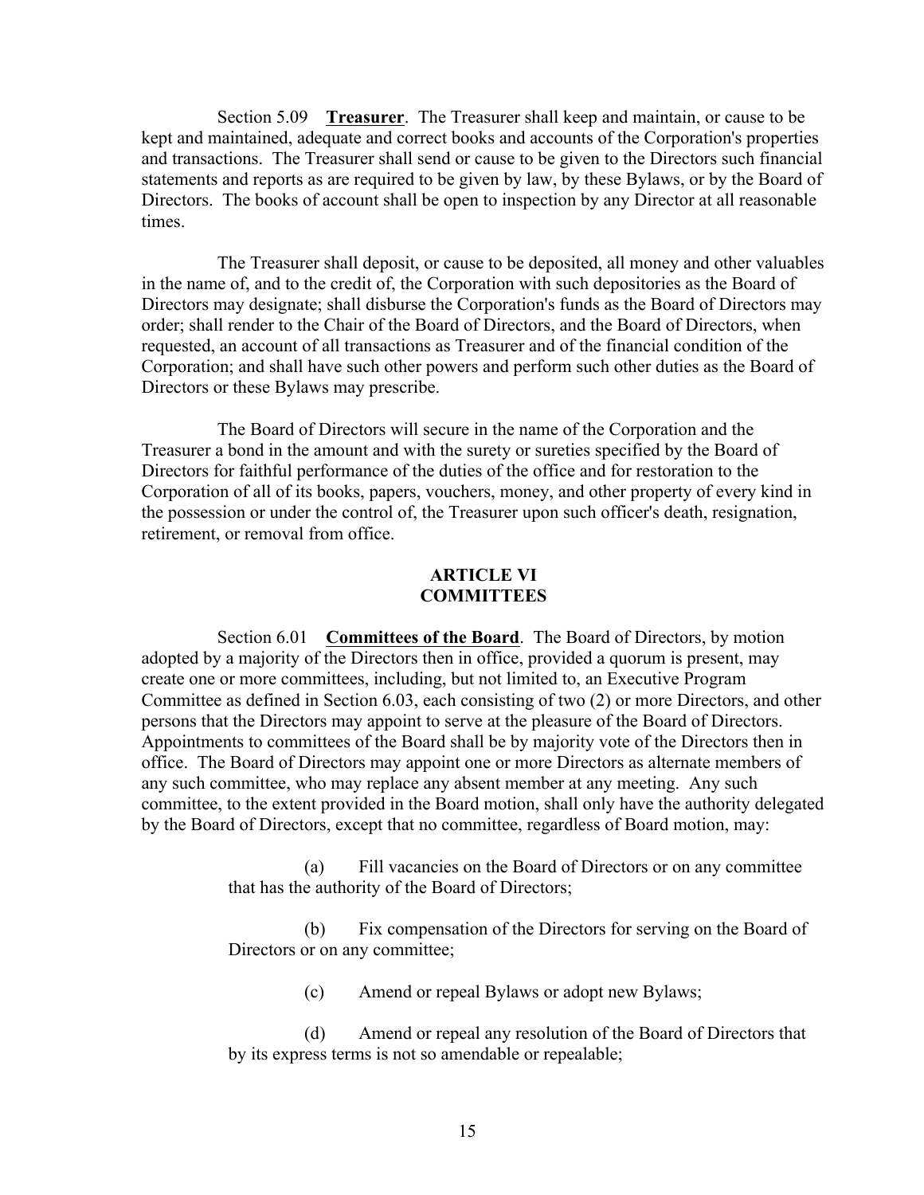Section 5.09 **Treasurer**. The Treasurer shall keep and maintain, or cause to be kept and maintained, adequate and correct books and accounts of the Corporation's properties and transactions. The Treasurer shall send or cause to be given to the Directors such financial statements and reports as are required to be given by law, by these Bylaws, or by the Board of Directors. The books of account shall be open to inspection by any Director at all reasonable times.

The Treasurer shall deposit, or cause to be deposited, all money and other valuables in the name of, and to the credit of, the Corporation with such depositories as the Board of Directors may designate; shall disburse the Corporation's funds as the Board of Directors may order; shall render to the Chair of the Board of Directors, and the Board of Directors, when requested, an account of all transactions as Treasurer and of the financial condition of the Corporation; and shall have such other powers and perform such other duties as the Board of Directors or these Bylaws may prescribe.

The Board of Directors will secure in the name of the Corporation and the Treasurer a bond in the amount and with the surety or sureties specified by the Board of Directors for faithful performance of the duties of the office and for restoration to the Corporation of all of its books, papers, vouchers, money, and other property of every kind in the possession or under the control of, the Treasurer upon such officer's death, resignation, retirement, or removal from office.

## ARTICLE VI
## COMMITTEES

Section 6.01 **Committees of the Board**. The Board of Directors, by motion adopted by a majority of the Directors then in office, provided a quorum is present, may create one or more committees, including, but not limited to, an Executive Program Committee as defined in Section 6.03, each consisting of two (2) or more Directors, and other persons that the Directors may appoint to serve at the pleasure of the Board of Directors. Appointments to committees of the Board shall be by majority vote of the Directors then in office. The Board of Directors may appoint one or more Directors as alternate members of any such committee, who may replace any absent member at any meeting. Any such committee, to the extent provided in the Board motion, shall only have the authority delegated by the Board of Directors, except that no committee, regardless of Board motion, may:

(a) Fill vacancies on the Board of Directors or on any committee that has the authority of the Board of Directors;

(b) Fix compensation of the Directors for serving on the Board of Directors or on any committee;

(c) Amend or repeal Bylaws or adopt new Bylaws;

(d) Amend or repeal any resolution of the Board of Directors that by its express terms is not so amendable or repealable;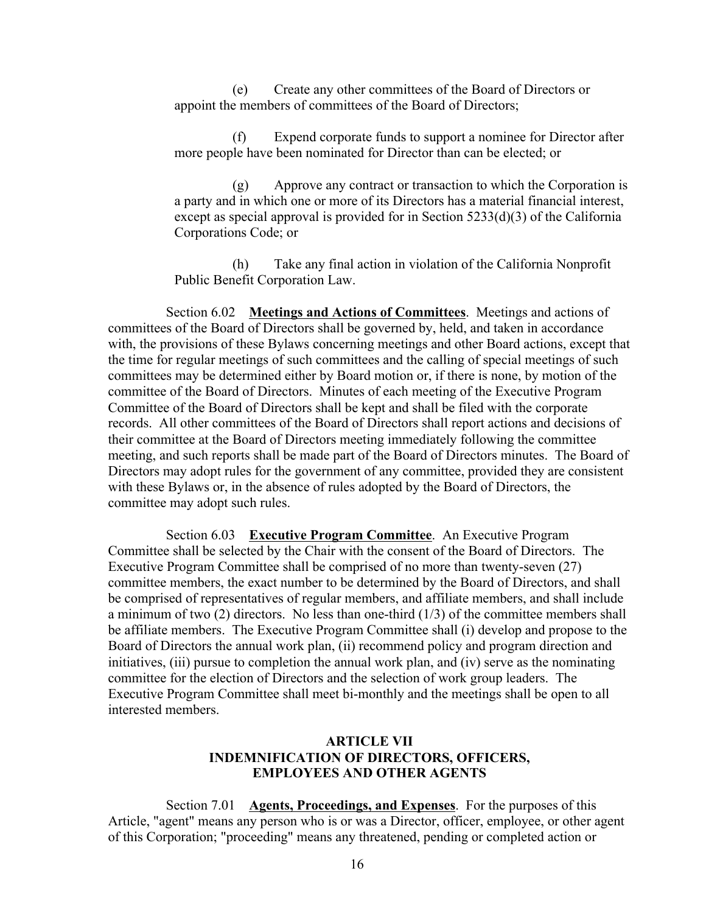(e) Create any other committees of the Board of Directors or appoint the members of committees of the Board of Directors;

(f) Expend corporate funds to support a nominee for Director after more people have been nominated for Director than can be elected; or

(g) Approve any contract or transaction to which the Corporation is a party and in which one or more of its Directors has a material financial interest, except as special approval is provided for in Section 5233(d)(3) of the California Corporations Code; or

(h) Take any final action in violation of the California Nonprofit Public Benefit Corporation Law.

Section 6.02 **Meetings and Actions of Committees**. Meetings and actions of committees of the Board of Directors shall be governed by, held, and taken in accordance with, the provisions of these Bylaws concerning meetings and other Board actions, except that the time for regular meetings of such committees and the calling of special meetings of such committees may be determined either by Board motion or, if there is none, by motion of the committee of the Board of Directors. Minutes of each meeting of the Executive Program Committee of the Board of Directors shall be kept and shall be filed with the corporate records. All other committees of the Board of Directors shall report actions and decisions of their committee at the Board of Directors meeting immediately following the committee meeting, and such reports shall be made part of the Board of Directors minutes. The Board of Directors may adopt rules for the government of any committee, provided they are consistent with these Bylaws or, in the absence of rules adopted by the Board of Directors, the committee may adopt such rules.

Section 6.03 **Executive Program Committee**. An Executive Program Committee shall be selected by the Chair with the consent of the Board of Directors. The Executive Program Committee shall be comprised of no more than twenty-seven (27) committee members, the exact number to be determined by the Board of Directors, and shall be comprised of representatives of regular members, and affiliate members, and shall include a minimum of two (2) directors. No less than one-third (1/3) of the committee members shall be affiliate members. The Executive Program Committee shall (i) develop and propose to the Board of Directors the annual work plan, (ii) recommend policy and program direction and initiatives, (iii) pursue to completion the annual work plan, and (iv) serve as the nominating committee for the election of Directors and the selection of work group leaders. The Executive Program Committee shall meet bi-monthly and the meetings shall be open to all interested members.

## ARTICLE VII
## INDEMNIFICATION OF DIRECTORS, OFFICERS, EMPLOYEES AND OTHER AGENTS

Section 7.01 **Agents, Proceedings, and Expenses**. For the purposes of this Article, "agent" means any person who is or was a Director, officer, employee, or other agent of this Corporation; "proceeding" means any threatened, pending or completed action or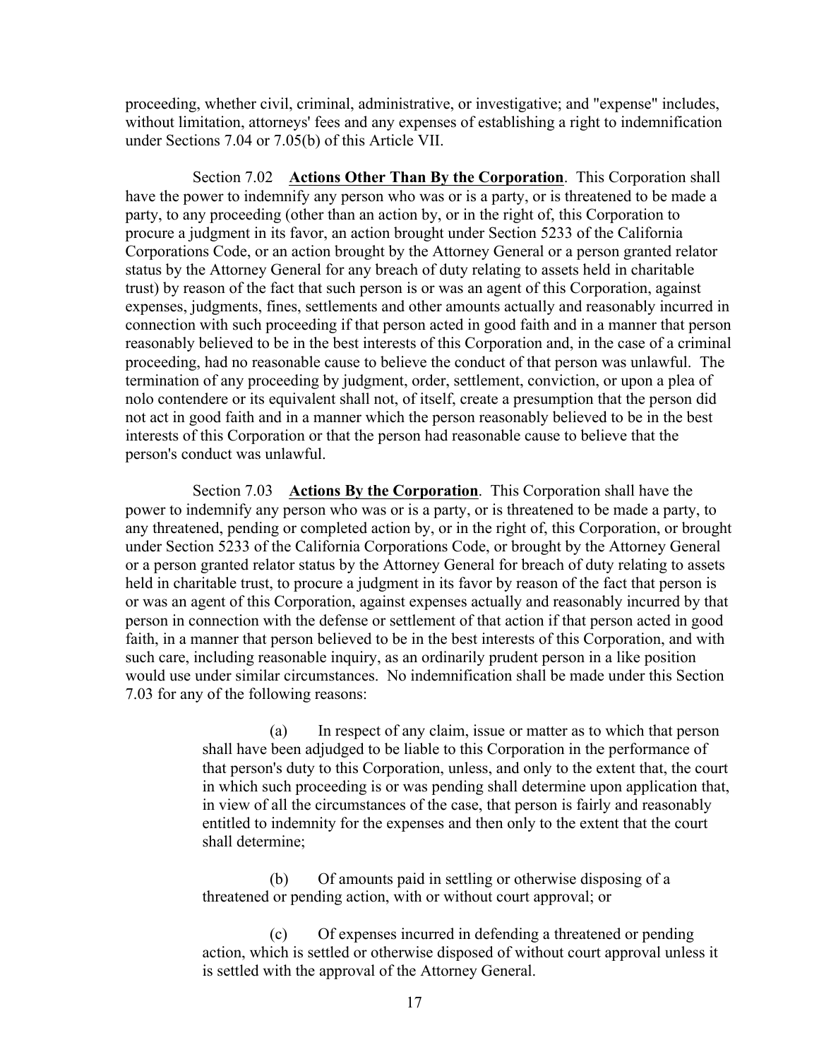proceeding, whether civil, criminal, administrative, or investigative; and "expense" includes, without limitation, attorneys' fees and any expenses of establishing a right to indemnification under Sections 7.04 or 7.05(b) of this Article VII.

Section 7.02 **Actions Other Than By the Corporation**. This Corporation shall have the power to indemnify any person who was or is a party, or is threatened to be made a party, to any proceeding (other than an action by, or in the right of, this Corporation to procure a judgment in its favor, an action brought under Section 5233 of the California Corporations Code, or an action brought by the Attorney General or a person granted relator status by the Attorney General for any breach of duty relating to assets held in charitable trust) by reason of the fact that such person is or was an agent of this Corporation, against expenses, judgments, fines, settlements and other amounts actually and reasonably incurred in connection with such proceeding if that person acted in good faith and in a manner that person reasonably believed to be in the best interests of this Corporation and, in the case of a criminal proceeding, had no reasonable cause to believe the conduct of that person was unlawful. The termination of any proceeding by judgment, order, settlement, conviction, or upon a plea of nolo contendere or its equivalent shall not, of itself, create a presumption that the person did not act in good faith and in a manner which the person reasonably believed to be in the best interests of this Corporation or that the person had reasonable cause to believe that the person's conduct was unlawful.

Section 7.03 **Actions By the Corporation**. This Corporation shall have the power to indemnify any person who was or is a party, or is threatened to be made a party, to any threatened, pending or completed action by, or in the right of, this Corporation, or brought under Section 5233 of the California Corporations Code, or brought by the Attorney General or a person granted relator status by the Attorney General for breach of duty relating to assets held in charitable trust, to procure a judgment in its favor by reason of the fact that person is or was an agent of this Corporation, against expenses actually and reasonably incurred by that person in connection with the defense or settlement of that action if that person acted in good faith, in a manner that person believed to be in the best interests of this Corporation, and with such care, including reasonable inquiry, as an ordinarily prudent person in a like position would use under similar circumstances. No indemnification shall be made under this Section 7.03 for any of the following reasons:

(a) In respect of any claim, issue or matter as to which that person shall have been adjudged to be liable to this Corporation in the performance of that person's duty to this Corporation, unless, and only to the extent that, the court in which such proceeding is or was pending shall determine upon application that, in view of all the circumstances of the case, that person is fairly and reasonably entitled to indemnity for the expenses and then only to the extent that the court shall determine;

(b) Of amounts paid in settling or otherwise disposing of a threatened or pending action, with or without court approval; or

(c) Of expenses incurred in defending a threatened or pending action, which is settled or otherwise disposed of without court approval unless it is settled with the approval of the Attorney General.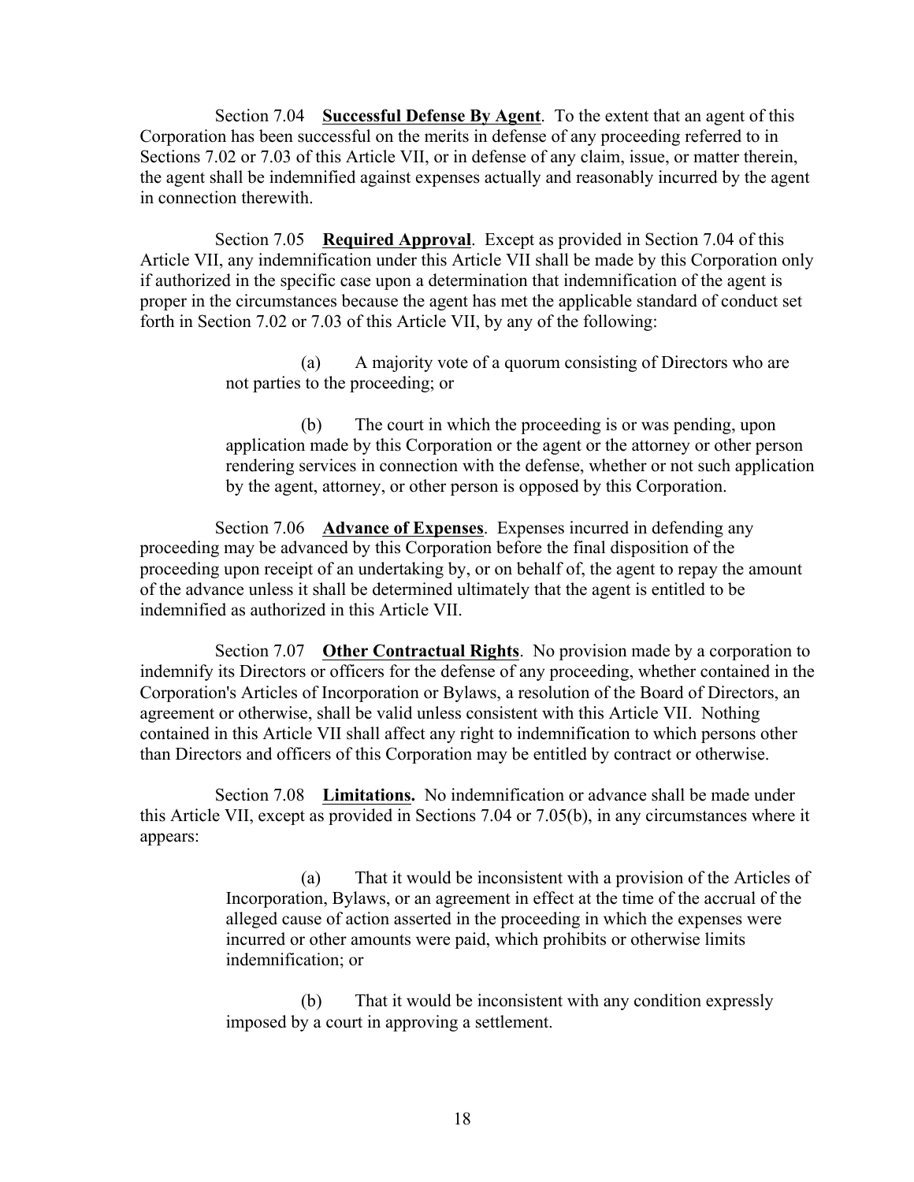Section 7.04 **Successful Defense By Agent**. To the extent that an agent of this Corporation has been successful on the merits in defense of any proceeding referred to in Sections 7.02 or 7.03 of this Article VII, or in defense of any claim, issue, or matter therein, the agent shall be indemnified against expenses actually and reasonably incurred by the agent in connection therewith.

Section 7.05 **Required Approval**. Except as provided in Section 7.04 of this Article VII, any indemnification under this Article VII shall be made by this Corporation only if authorized in the specific case upon a determination that indemnification of the agent is proper in the circumstances because the agent has met the applicable standard of conduct set forth in Section 7.02 or 7.03 of this Article VII, by any of the following:

> (a) A majority vote of a quorum consisting of Directors who are not parties to the proceeding; or
>
> (b) The court in which the proceeding is or was pending, upon application made by this Corporation or the agent or the attorney or other person rendering services in connection with the defense, whether or not such application by the agent, attorney, or other person is opposed by this Corporation.

Section 7.06 **Advance of Expenses**. Expenses incurred in defending any proceeding may be advanced by this Corporation before the final disposition of the proceeding upon receipt of an undertaking by, or on behalf of, the agent to repay the amount of the advance unless it shall be determined ultimately that the agent is entitled to be indemnified as authorized in this Article VII.

Section 7.07 **Other Contractual Rights**. No provision made by a corporation to indemnify its Directors or officers for the defense of any proceeding, whether contained in the Corporation's Articles of Incorporation or Bylaws, a resolution of the Board of Directors, an agreement or otherwise, shall be valid unless consistent with this Article VII. Nothing contained in this Article VII shall affect any right to indemnification to which persons other than Directors and officers of this Corporation may be entitled by contract or otherwise.

Section 7.08 **Limitations.** No indemnification or advance shall be made under this Article VII, except as provided in Sections 7.04 or 7.05(b), in any circumstances where it appears:

> (a) That it would be inconsistent with a provision of the Articles of Incorporation, Bylaws, or an agreement in effect at the time of the accrual of the alleged cause of action asserted in the proceeding in which the expenses were incurred or other amounts were paid, which prohibits or otherwise limits indemnification; or
>
> (b) That it would be inconsistent with any condition expressly imposed by a court in approving a settlement.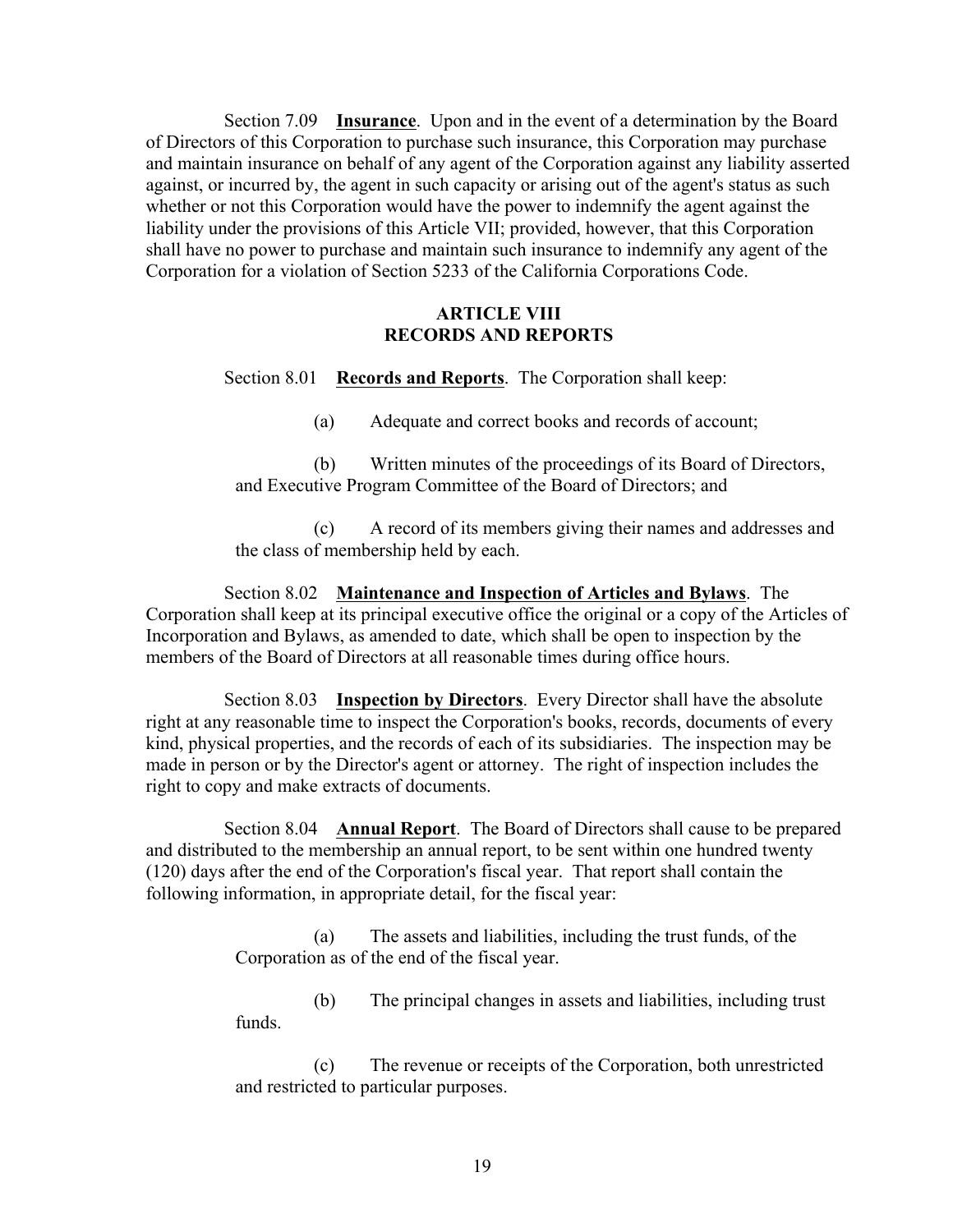Section 7.09 **Insurance**. Upon and in the event of a determination by the Board of Directors of this Corporation to purchase such insurance, this Corporation may purchase and maintain insurance on behalf of any agent of the Corporation against any liability asserted against, or incurred by, the agent in such capacity or arising out of the agent's status as such whether or not this Corporation would have the power to indemnify the agent against the liability under the provisions of this Article VII; provided, however, that this Corporation shall have no power to purchase and maintain such insurance to indemnify any agent of the Corporation for a violation of Section 5233 of the California Corporations Code.

## ARTICLE VIII
## RECORDS AND REPORTS

Section 8.01 **Records and Reports**. The Corporation shall keep:

(a) Adequate and correct books and records of account;

(b) Written minutes of the proceedings of its Board of Directors, and Executive Program Committee of the Board of Directors; and

(c) A record of its members giving their names and addresses and the class of membership held by each.

Section 8.02 **Maintenance and Inspection of Articles and Bylaws**. The Corporation shall keep at its principal executive office the original or a copy of the Articles of Incorporation and Bylaws, as amended to date, which shall be open to inspection by the members of the Board of Directors at all reasonable times during office hours.

Section 8.03 **Inspection by Directors**. Every Director shall have the absolute right at any reasonable time to inspect the Corporation's books, records, documents of every kind, physical properties, and the records of each of its subsidiaries. The inspection may be made in person or by the Director's agent or attorney. The right of inspection includes the right to copy and make extracts of documents.

Section 8.04 **Annual Report**. The Board of Directors shall cause to be prepared and distributed to the membership an annual report, to be sent within one hundred twenty (120) days after the end of the Corporation's fiscal year. That report shall contain the following information, in appropriate detail, for the fiscal year:

(a) The assets and liabilities, including the trust funds, of the Corporation as of the end of the fiscal year.

(b) The principal changes in assets and liabilities, including trust funds.

(c) The revenue or receipts of the Corporation, both unrestricted and restricted to particular purposes.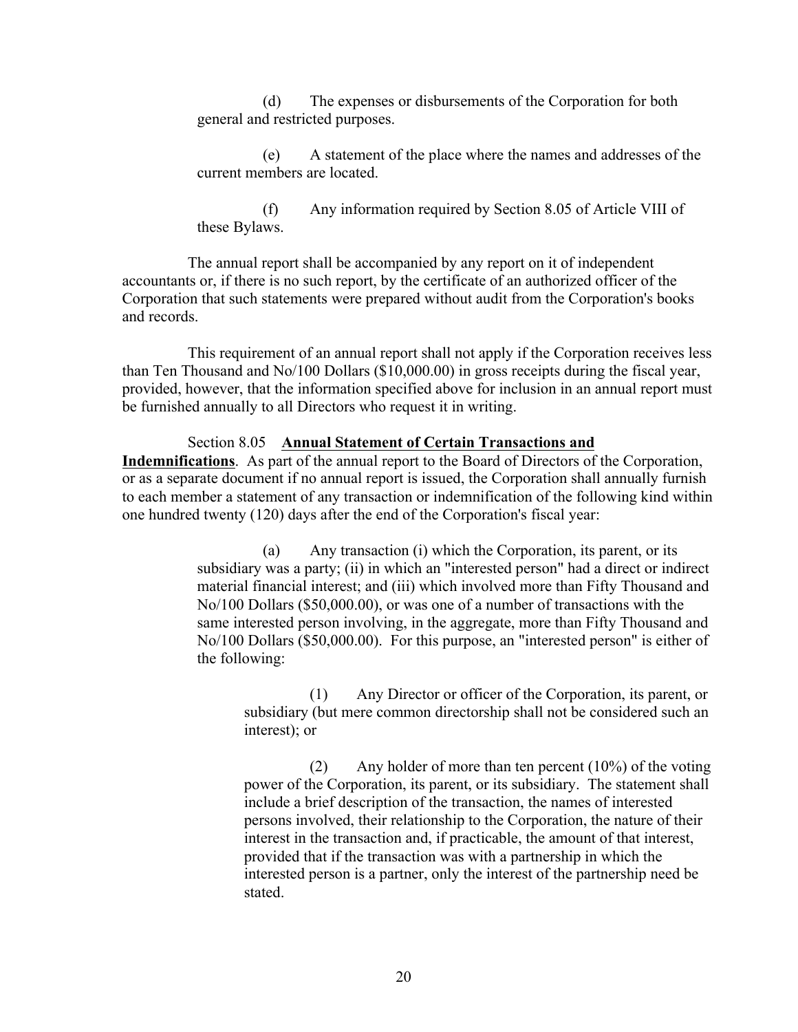(d) The expenses or disbursements of the Corporation for both general and restricted purposes.

(e) A statement of the place where the names and addresses of the current members are located.

(f) Any information required by Section 8.05 of Article VIII of these Bylaws.

The annual report shall be accompanied by any report on it of independent accountants or, if there is no such report, by the certificate of an authorized officer of the Corporation that such statements were prepared without audit from the Corporation's books and records.

This requirement of an annual report shall not apply if the Corporation receives less than Ten Thousand and No/100 Dollars ($10,000.00) in gross receipts during the fiscal year, provided, however, that the information specified above for inclusion in an annual report must be furnished annually to all Directors who request it in writing.

Section 8.05 **Annual Statement of Certain Transactions and Indemnifications**. As part of the annual report to the Board of Directors of the Corporation, or as a separate document if no annual report is issued, the Corporation shall annually furnish to each member a statement of any transaction or indemnification of the following kind within one hundred twenty (120) days after the end of the Corporation's fiscal year:

(a) Any transaction (i) which the Corporation, its parent, or its subsidiary was a party; (ii) in which an "interested person" had a direct or indirect material financial interest; and (iii) which involved more than Fifty Thousand and No/100 Dollars ($50,000.00), or was one of a number of transactions with the same interested person involving, in the aggregate, more than Fifty Thousand and No/100 Dollars ($50,000.00). For this purpose, an "interested person" is either of the following:

(1) Any Director or officer of the Corporation, its parent, or subsidiary (but mere common directorship shall not be considered such an interest); or

(2) Any holder of more than ten percent (10%) of the voting power of the Corporation, its parent, or its subsidiary. The statement shall include a brief description of the transaction, the names of interested persons involved, their relationship to the Corporation, the nature of their interest in the transaction and, if practicable, the amount of that interest, provided that if the transaction was with a partnership in which the interested person is a partner, only the interest of the partnership need be stated.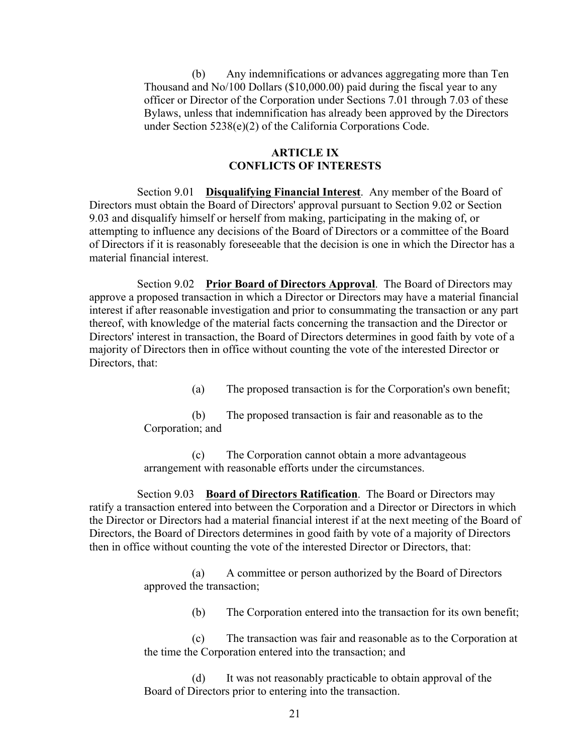(b) Any indemnifications or advances aggregating more than Ten Thousand and No/100 Dollars ($10,000.00) paid during the fiscal year to any officer or Director of the Corporation under Sections 7.01 through 7.03 of these Bylaws, unless that indemnification has already been approved by the Directors under Section 5238(e)(2) of the California Corporations Code.

## ARTICLE IX
## CONFLICTS OF INTERESTS

Section 9.01 **Disqualifying Financial Interest**. Any member of the Board of Directors must obtain the Board of Directors' approval pursuant to Section 9.02 or Section 9.03 and disqualify himself or herself from making, participating in the making of, or attempting to influence any decisions of the Board of Directors or a committee of the Board of Directors if it is reasonably foreseeable that the decision is one in which the Director has a material financial interest.

Section 9.02 **Prior Board of Directors Approval**. The Board of Directors may approve a proposed transaction in which a Director or Directors may have a material financial interest if after reasonable investigation and prior to consummating the transaction or any part thereof, with knowledge of the material facts concerning the transaction and the Director or Directors' interest in transaction, the Board of Directors determines in good faith by vote of a majority of Directors then in office without counting the vote of the interested Director or Directors, that:

(a) The proposed transaction is for the Corporation's own benefit;

(b) The proposed transaction is fair and reasonable as to the Corporation; and

(c) The Corporation cannot obtain a more advantageous arrangement with reasonable efforts under the circumstances.

Section 9.03 **Board of Directors Ratification**. The Board or Directors may ratify a transaction entered into between the Corporation and a Director or Directors in which the Director or Directors had a material financial interest if at the next meeting of the Board of Directors, the Board of Directors determines in good faith by vote of a majority of Directors then in office without counting the vote of the interested Director or Directors, that:

(a) A committee or person authorized by the Board of Directors approved the transaction;

(b) The Corporation entered into the transaction for its own benefit;

(c) The transaction was fair and reasonable as to the Corporation at the time the Corporation entered into the transaction; and

(d) It was not reasonably practicable to obtain approval of the Board of Directors prior to entering into the transaction.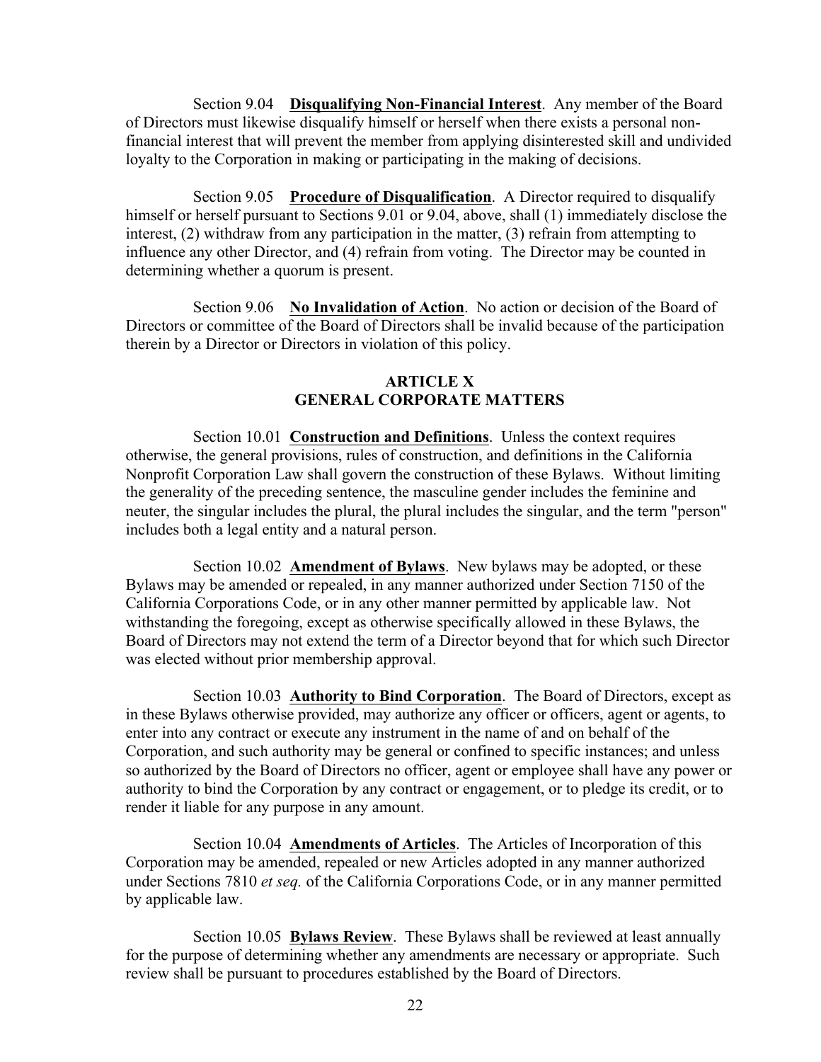Section 9.04 **Disqualifying Non-Financial Interest**. Any member of the Board of Directors must likewise disqualify himself or herself when there exists a personal non-financial interest that will prevent the member from applying disinterested skill and undivided loyalty to the Corporation in making or participating in the making of decisions.

Section 9.05 **Procedure of Disqualification**. A Director required to disqualify himself or herself pursuant to Sections 9.01 or 9.04, above, shall (1) immediately disclose the interest, (2) withdraw from any participation in the matter, (3) refrain from attempting to influence any other Director, and (4) refrain from voting. The Director may be counted in determining whether a quorum is present.

Section 9.06 **No Invalidation of Action**. No action or decision of the Board of Directors or committee of the Board of Directors shall be invalid because of the participation therein by a Director or Directors in violation of this policy.

## ARTICLE X
## GENERAL CORPORATE MATTERS

Section 10.01 **Construction and Definitions**. Unless the context requires otherwise, the general provisions, rules of construction, and definitions in the California Nonprofit Corporation Law shall govern the construction of these Bylaws. Without limiting the generality of the preceding sentence, the masculine gender includes the feminine and neuter, the singular includes the plural, the plural includes the singular, and the term "person" includes both a legal entity and a natural person.

Section 10.02 **Amendment of Bylaws**. New bylaws may be adopted, or these Bylaws may be amended or repealed, in any manner authorized under Section 7150 of the California Corporations Code, or in any other manner permitted by applicable law. Not withstanding the foregoing, except as otherwise specifically allowed in these Bylaws, the Board of Directors may not extend the term of a Director beyond that for which such Director was elected without prior membership approval.

Section 10.03 **Authority to Bind Corporation**. The Board of Directors, except as in these Bylaws otherwise provided, may authorize any officer or officers, agent or agents, to enter into any contract or execute any instrument in the name of and on behalf of the Corporation, and such authority may be general or confined to specific instances; and unless so authorized by the Board of Directors no officer, agent or employee shall have any power or authority to bind the Corporation by any contract or engagement, or to pledge its credit, or to render it liable for any purpose in any amount.

Section 10.04 **Amendments of Articles**. The Articles of Incorporation of this Corporation may be amended, repealed or new Articles adopted in any manner authorized under Sections 7810 *et seq.* of the California Corporations Code, or in any manner permitted by applicable law.

Section 10.05 **Bylaws Review**. These Bylaws shall be reviewed at least annually for the purpose of determining whether any amendments are necessary or appropriate. Such review shall be pursuant to procedures established by the Board of Directors.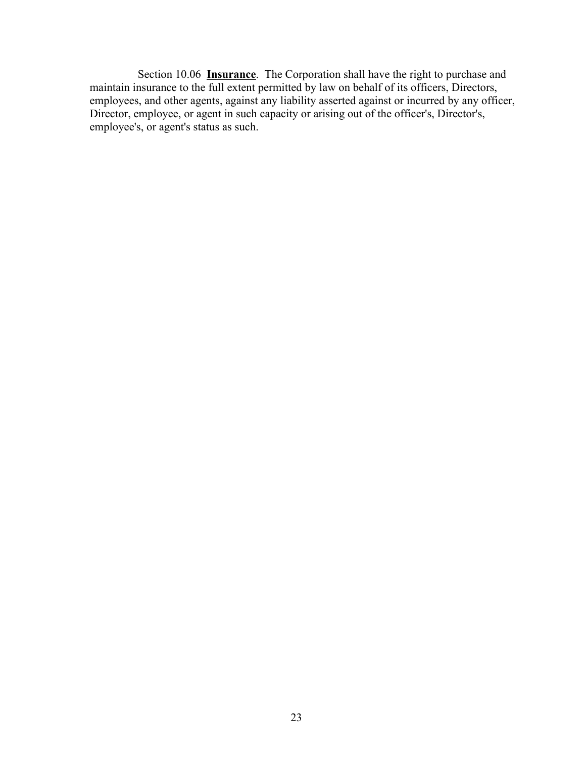Section 10.06 **Insurance**. The Corporation shall have the right to purchase and maintain insurance to the full extent permitted by law on behalf of its officers, Directors, employees, and other agents, against any liability asserted against or incurred by any officer, Director, employee, or agent in such capacity or arising out of the officer's, Director's, employee's, or agent's status as such.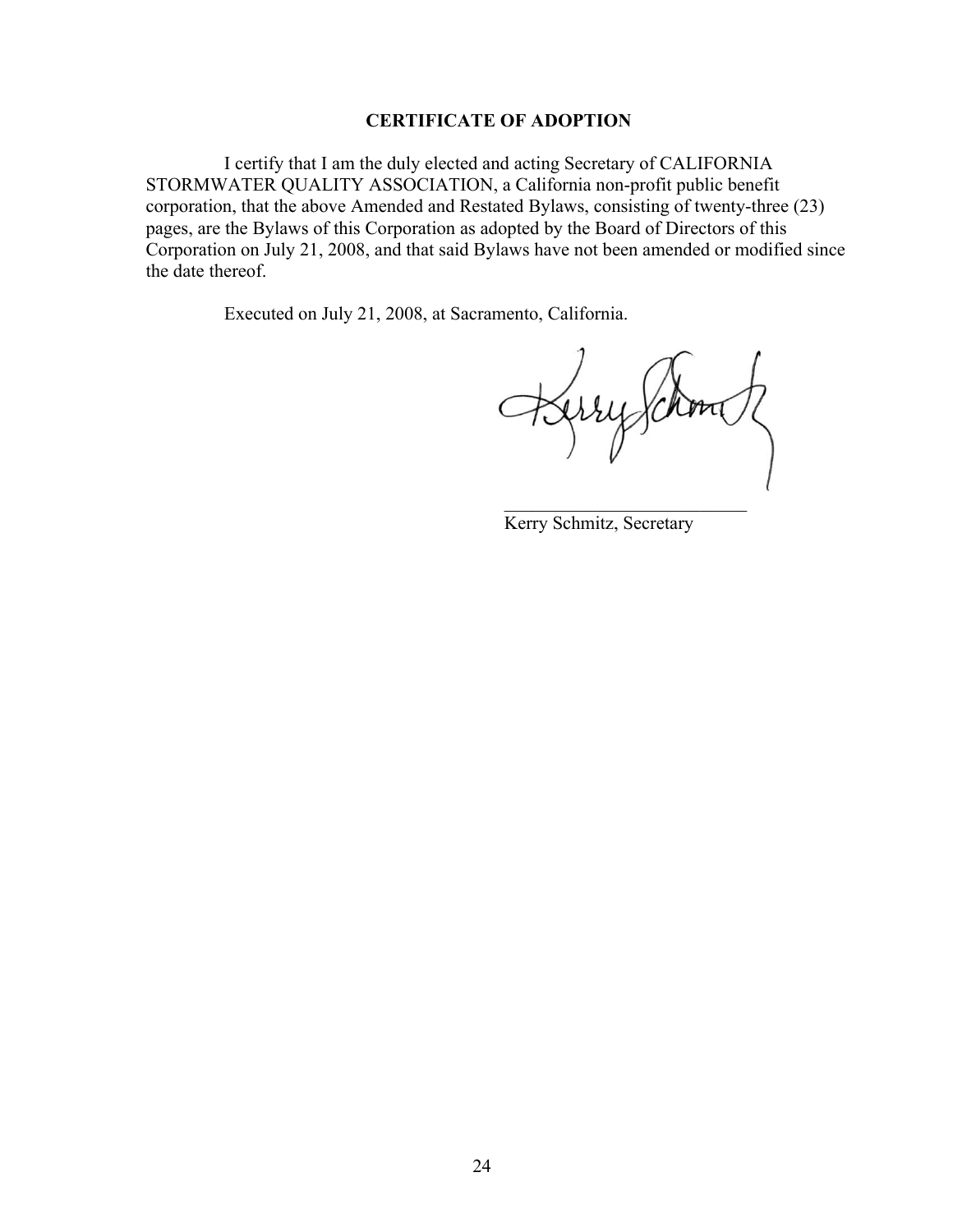## CERTIFICATE OF ADOPTION

I certify that I am the duly elected and acting Secretary of CALIFORNIA STORMWATER QUALITY ASSOCIATION, a California non-profit public benefit corporation, that the above Amended and Restated Bylaws, consisting of twenty-three (23) pages, are the Bylaws of this Corporation as adopted by the Board of Directors of this Corporation on July 21, 2008, and that said Bylaws have not been amended or modified since the date thereof.

Executed on July 21, 2008, at Sacramento, California.

\_\_\_\_\_\_\_\_\_\_\_\_\_\_\_\_\_\_\_\_\_\_\_\_\_\_\_

Kerry Schmitz, Secretary